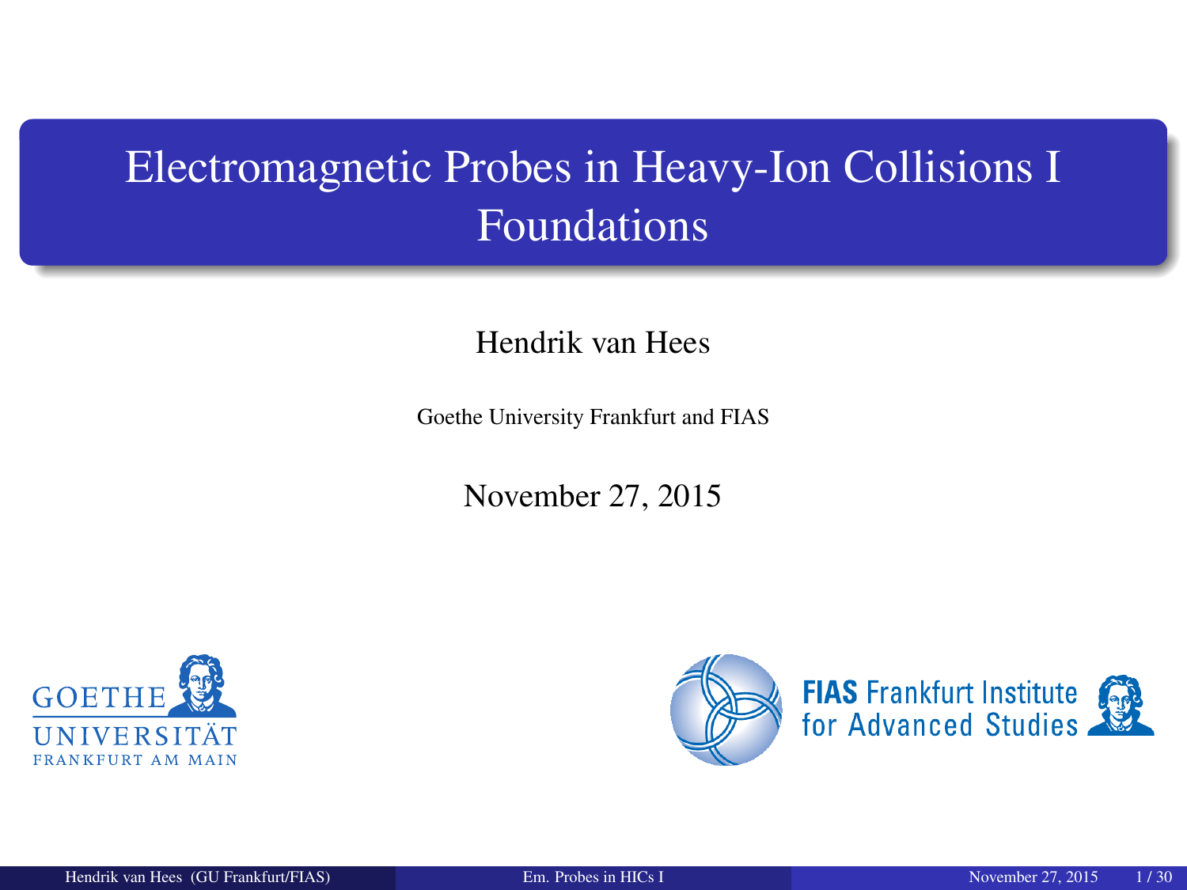# Electromagnetic Probes in Heavy-Ion Collisions I
## Foundations

Hendrik van Hees

Goethe University Frankfurt and FIAS

November 27, 2015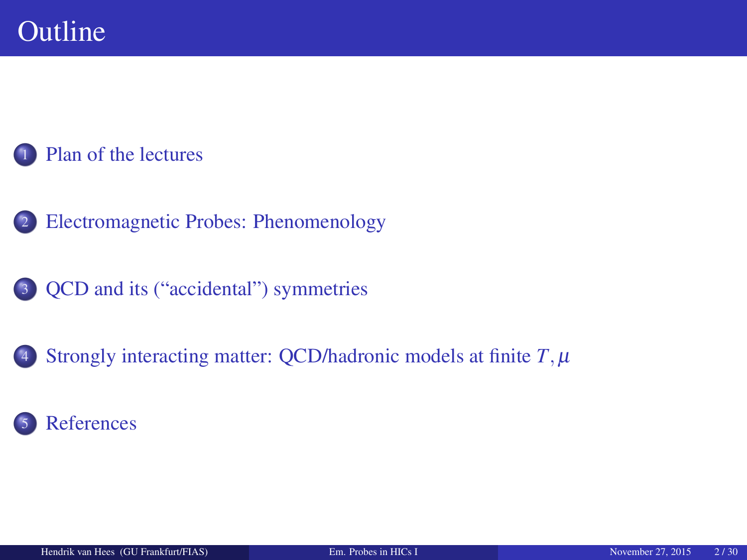# Outline

1. Plan of the lectures
2. Electromagnetic Probes: Phenomenology
3. QCD and its (“accidental”) symmetries
4. Strongly interacting matter: QCD/hadronic models at finite $T, \mu$
5. References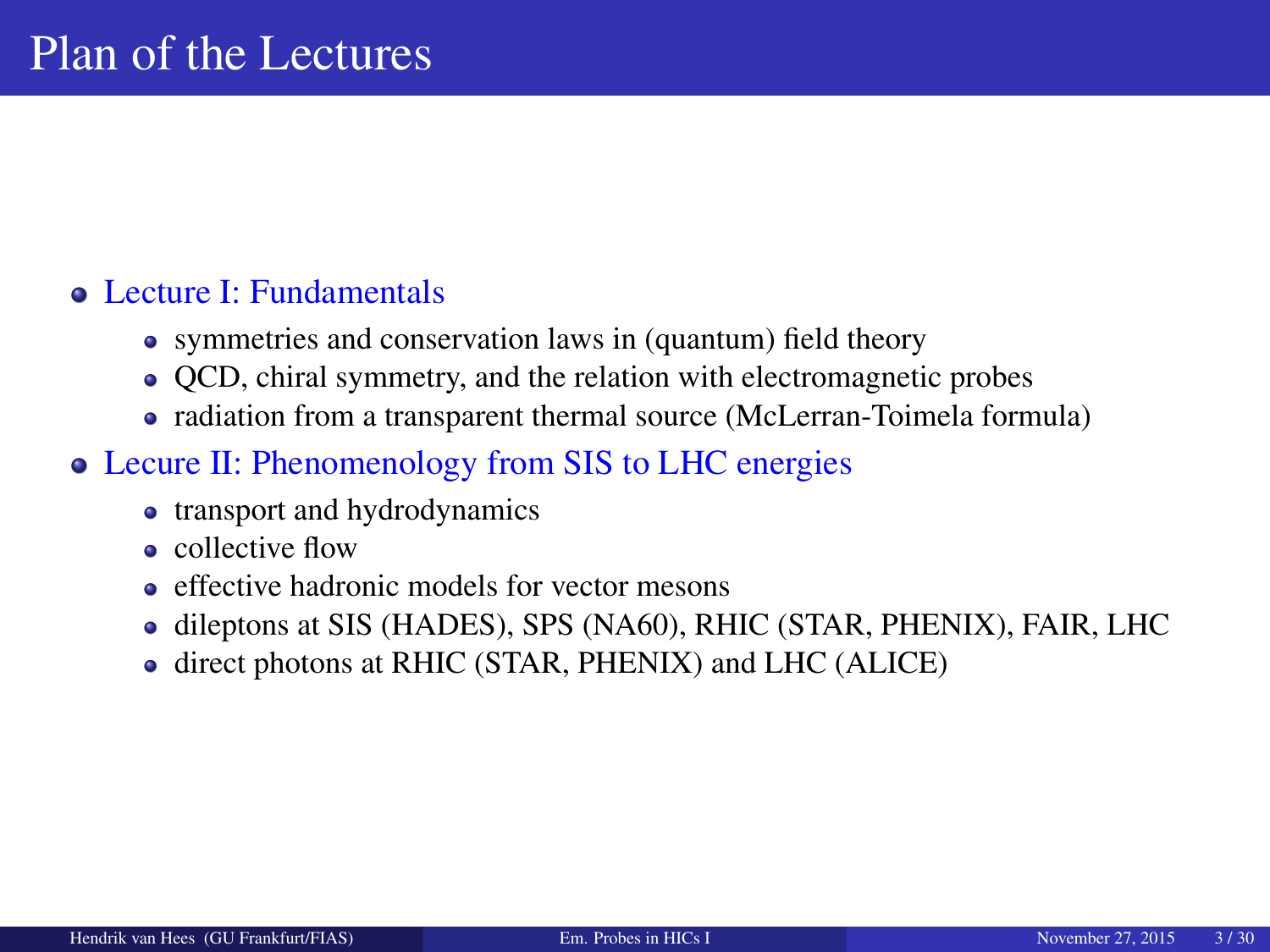# Plan of the Lectures

- Lecture I: Fundamentals
  - symmetries and conservation laws in (quantum) field theory
  - QCD, chiral symmetry, and the relation with electromagnetic probes
  - radiation from a transparent thermal source (McLerran-Toimela formula)
- Lecure II: Phenomenology from SIS to LHC energies
  - transport and hydrodynamics
  - collective flow
  - effective hadronic models for vector mesons
  - dileptons at SIS (HADES), SPS (NA60), RHIC (STAR, PHENIX), FAIR, LHC
  - direct photons at RHIC (STAR, PHENIX) and LHC (ALICE)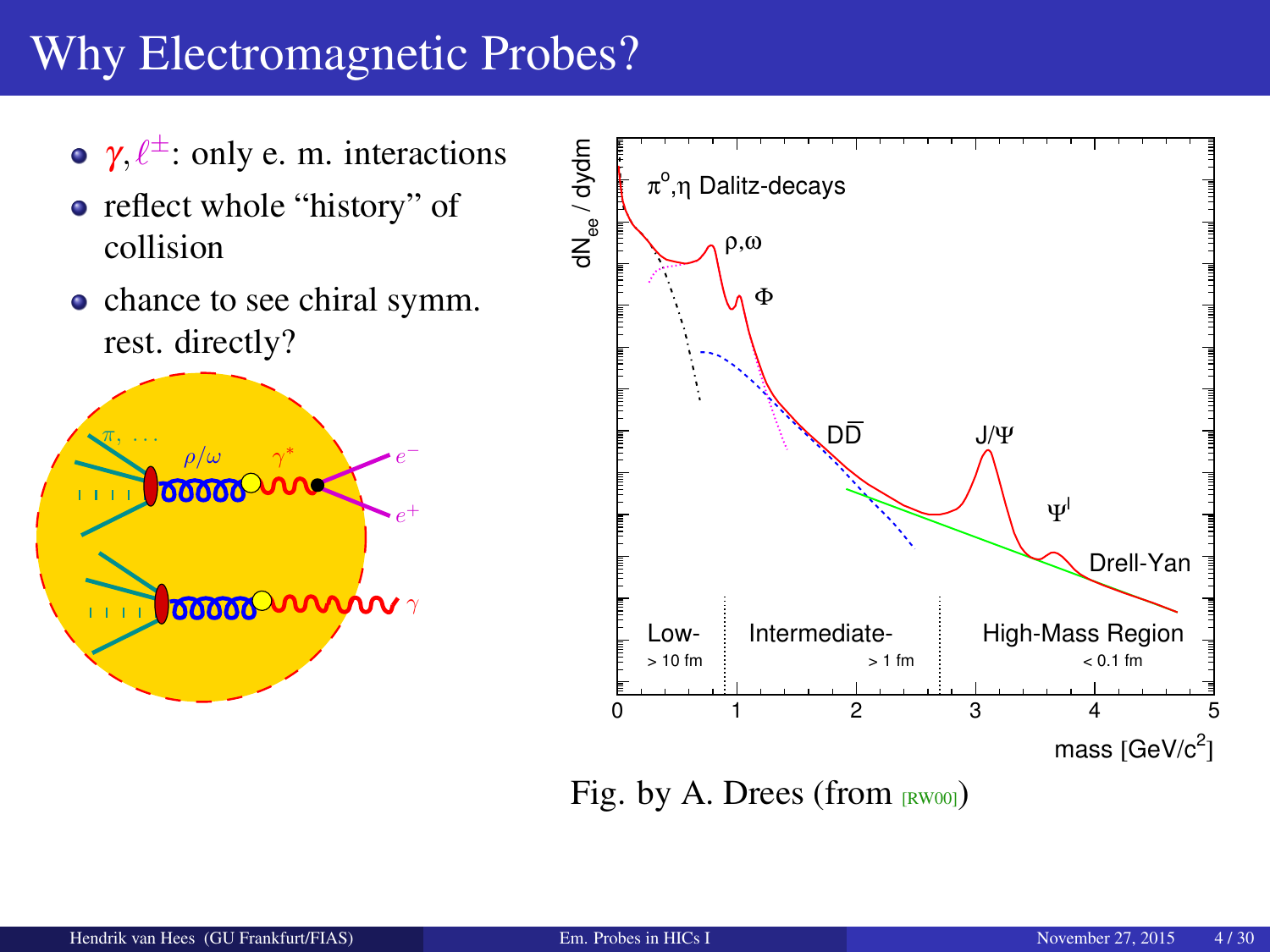# Why Electromagnetic Probes?

- $\gamma, \ell^{\pm}$: only e. m. interactions
- reflect whole "history" of collision
- chance to see chiral symm. rest. directly?

Fig. by A. Drees (from [RW00])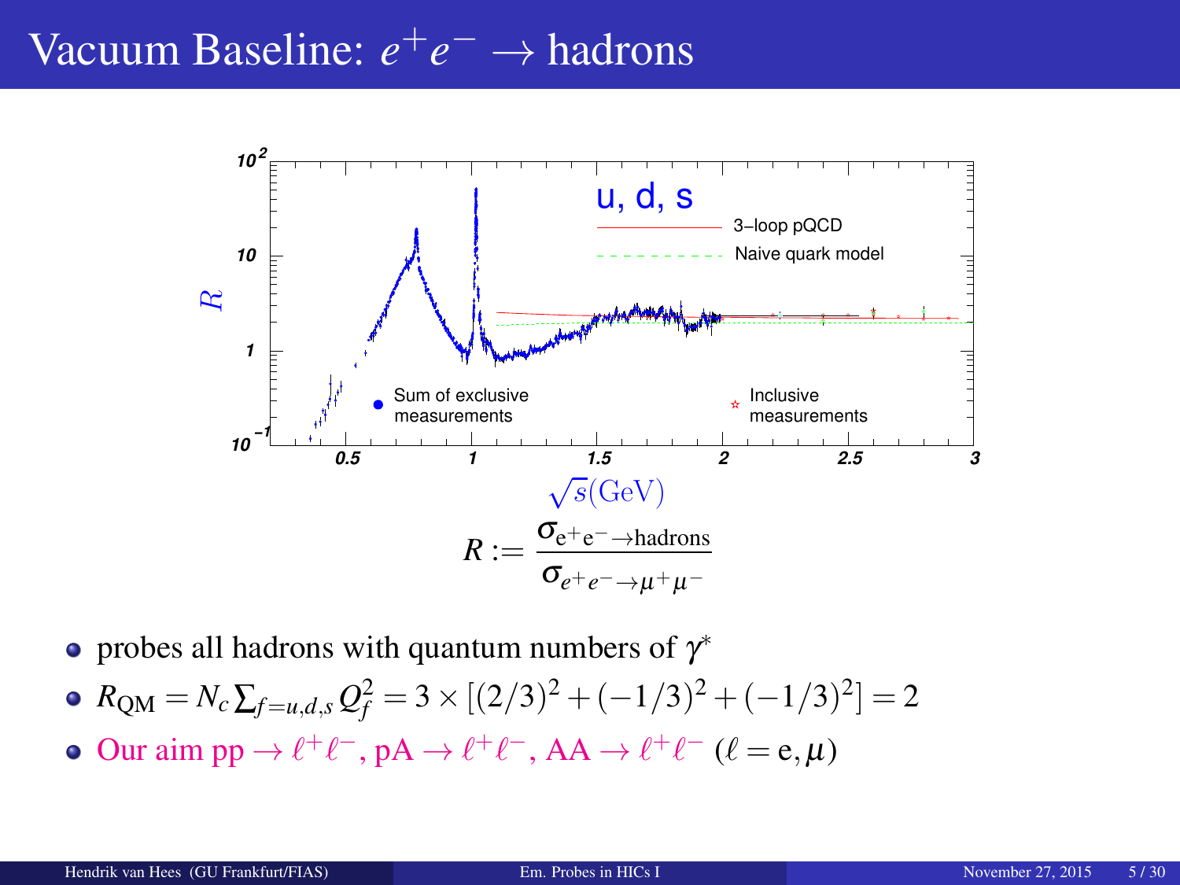# Vacuum Baseline: $e^+e^- \to$ hadrons

$$R := \frac{\sigma_{e^+e^- \to \text{hadrons}}}{\sigma_{e^+e^- \to \mu^+\mu^-}}$$

- probes all hadrons with quantum numbers of $\gamma^*$
- $R_{\text{QM}} = N_c \sum_{f=u,d,s} Q_f^2 = 3 \times [(2/3)^2 + (-1/3)^2 + (-1/3)^2] = 2$
- Our aim pp $\to \ell^+\ell^-$, pA $\to \ell^+\ell^-$, AA $\to \ell^+\ell^-$ ($\ell = \text{e}, \mu$)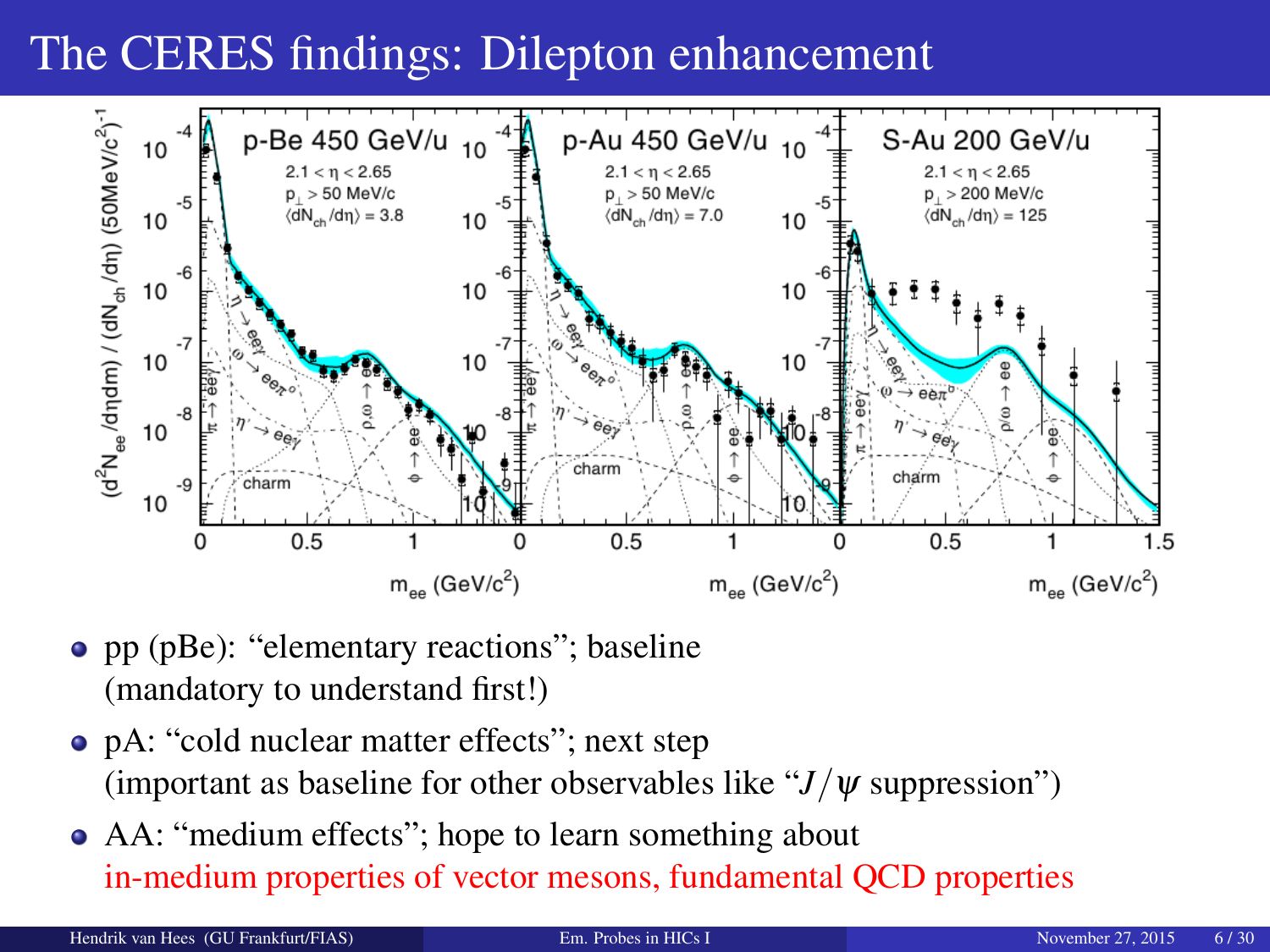# The CERES findings: Dilepton enhancement

- pp (pBe): "elementary reactions"; baseline (mandatory to understand first!)
- pA: "cold nuclear matter effects"; next step (important as baseline for other observables like "$J/\psi$ suppression")
- AA: "medium effects"; hope to learn something about in-medium properties of vector mesons, fundamental QCD properties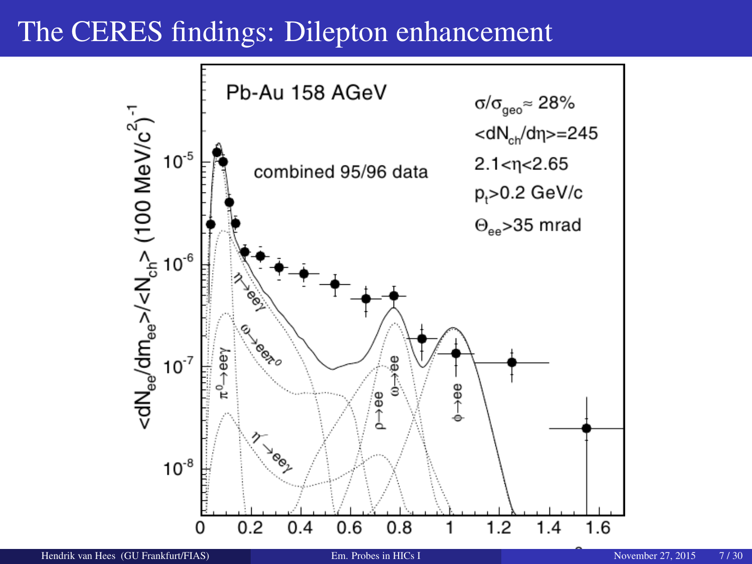# The CERES findings: Dilepton enhancement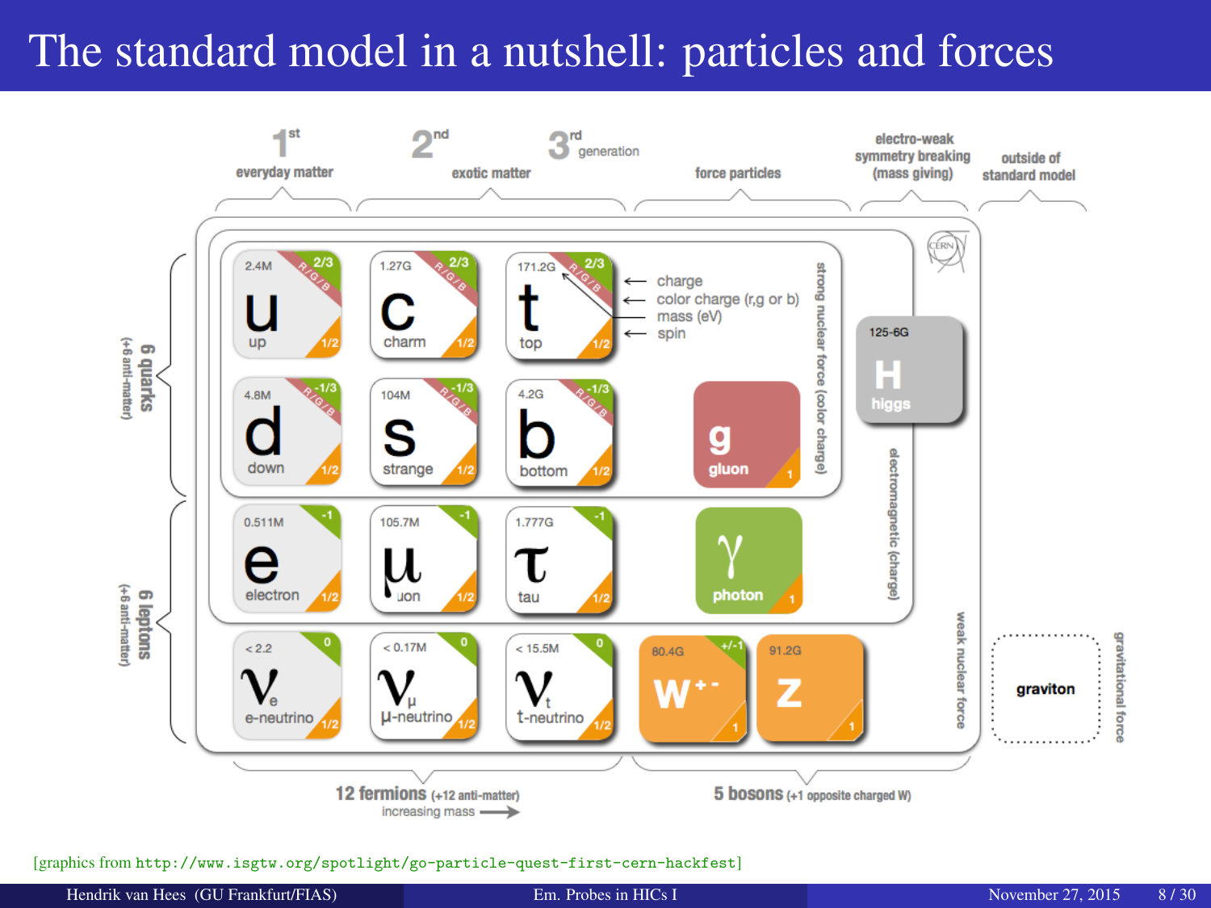# The standard model in a nutshell: particles and forces

| | 1st generation (everyday matter) | 2nd generation (exotic matter) | 3rd generation | force particles | electro-weak symmetry breaking (mass giving) |
|---|---|---|---|---|---|
| **6 quarks** (+6 anti-matter) | **u** up — 2.4M, 2/3, R/G/B, 1/2 | **c** charm — 1.27G, 2/3, R/G/B, 1/2 | **t** top — 171.2G, 2/3, R/G/B, 1/2 | | **H** higgs — 125-6G |
| | **d** down — 4.8M, -1/3, R/G/B, 1/2 | **s** strange — 104M, -1/3, R/G/B, 1/2 | **b** bottom — 4.2G, -1/3, R/G/B, 1/2 | **g** gluon — 1 | |
| **6 leptons** (+6 anti-matter) | **e** electron — 0.511M, -1, 1/2 | **μ** muon — 105.7M, -1, 1/2 | **τ** tau — 1.777G, -1, 1/2 | **γ** photon — 1 | |
| | **$\nu_e$** e-neutrino — < 2.2, 0, 1/2 | **$\nu_\mu$** μ-neutrino — < 0.17M, 0, 1/2 | **$\nu_\tau$** t-neutrino — < 15.5M, 0, 1/2 | **W$^{+-}$** — 80.4G, +/-1, 1; **Z** — 91.2G, 1 | |

Legend (per particle box): charge; color charge (r,g or b); mass (eV); spin

Forces: strong nuclear force (color charge); electromagnetic (charge); weak nuclear force; gravitational force

Outside of standard model: graviton

12 fermions (+12 anti-matter), increasing mass ⟶

5 bosons (+1 opposite charged W)

[graphics from http://www.isgtw.org/spotlight/go-particle-quest-first-cern-hackfest]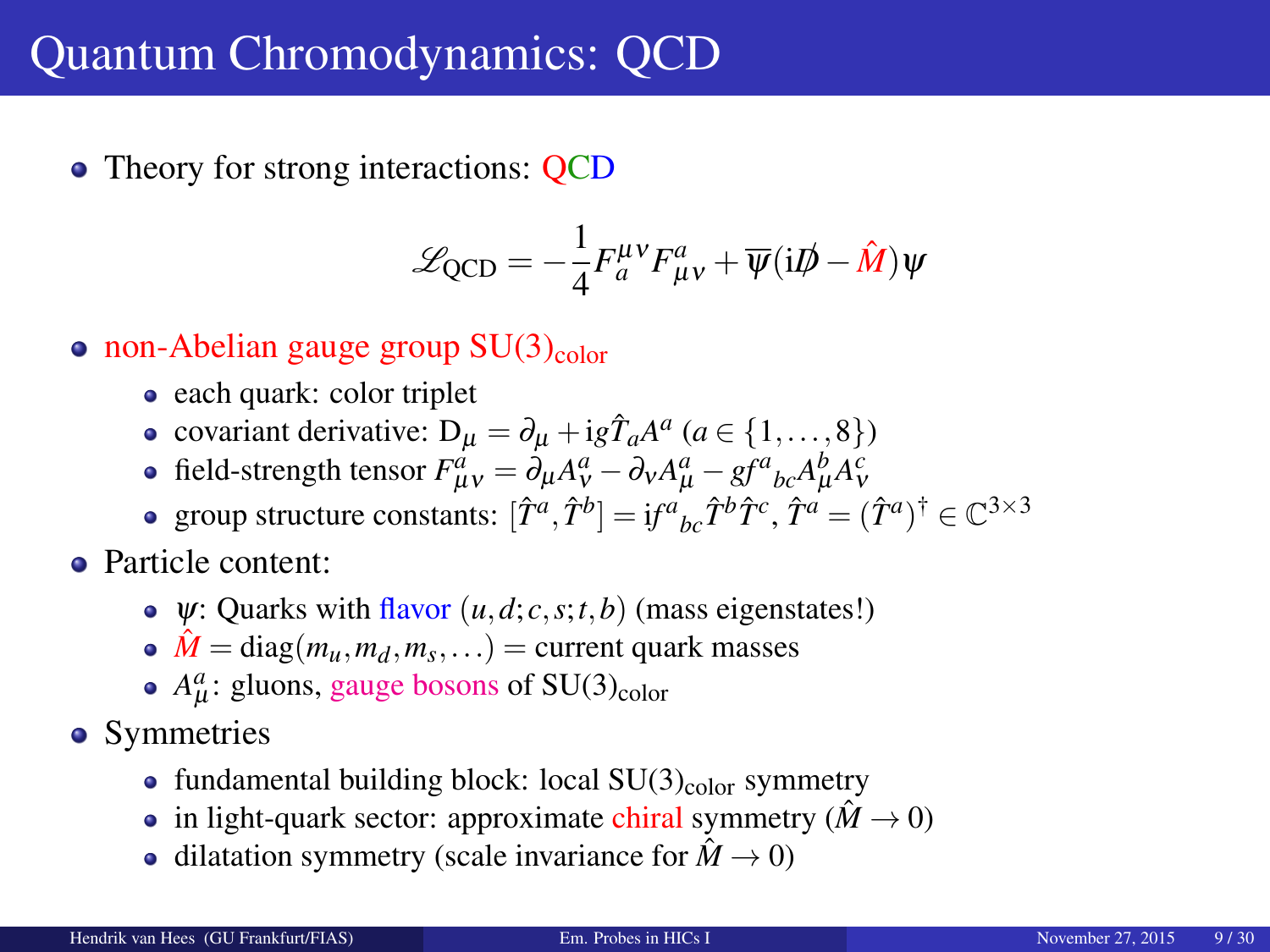# Quantum Chromodynamics: QCD

- Theory for strong interactions: QCD

$$\mathscr{L}_{\text{QCD}} = -\frac{1}{4} F_a^{\mu\nu} F_{\mu\nu}^a + \overline{\psi}(\mathrm{i}\not{D} - \hat{M})\psi$$

- non-Abelian gauge group $\mathrm{SU}(3)_{\text{color}}$
  - each quark: color triplet
  - covariant derivative: $\mathrm{D}_\mu = \partial_\mu + \mathrm{i} g \hat{T}_a A^a$ ($a \in \{1, \ldots, 8\}$)
  - field-strength tensor $F_{\mu\nu}^a = \partial_\mu A_\nu^a - \partial_\nu A_\mu^a - g f^a{}_{bc} A_\mu^b A_\nu^c$
  - group structure constants: $[\hat{T}^a, \hat{T}^b] = \mathrm{i} f^a{}_{bc} \hat{T}^b \hat{T}^c$, $\hat{T}^a = (\hat{T}^a)^\dagger \in \mathbb{C}^{3\times 3}$
- Particle content:
  - $\psi$: Quarks with flavor $(u,d;c,s;t,b)$ (mass eigenstates!)
  - $\hat{M} = \mathrm{diag}(m_u, m_d, m_s, \ldots)$ = current quark masses
  - $A_\mu^a$: gluons, gauge bosons of $\mathrm{SU}(3)_{\text{color}}$
- Symmetries
  - fundamental building block: local $\mathrm{SU}(3)_{\text{color}}$ symmetry
  - in light-quark sector: approximate chiral symmetry ($\hat{M} \to 0$)
  - dilatation symmetry (scale invariance for $\hat{M} \to 0$)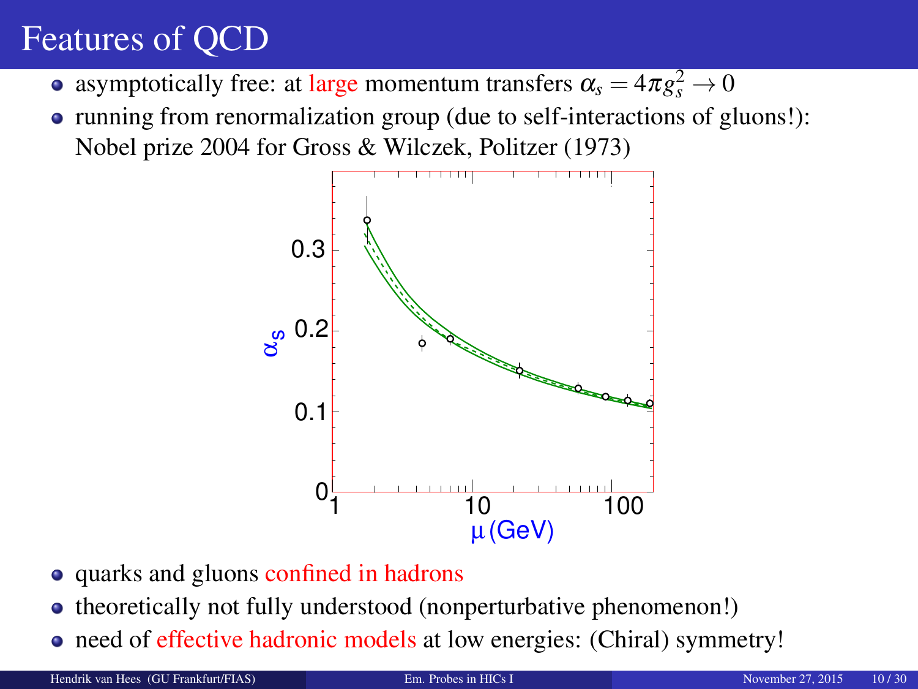# Features of QCD

- asymptotically free: at large momentum transfers $\alpha_s = 4\pi g_s^2 \to 0$
- running from renormalization group (due to self-interactions of gluons!): Nobel prize 2004 for Gross & Wilczek, Politzer (1973)

- quarks and gluons confined in hadrons
- theoretically not fully understood (nonperturbative phenomenon!)
- need of effective hadronic models at low energies: (Chiral) symmetry!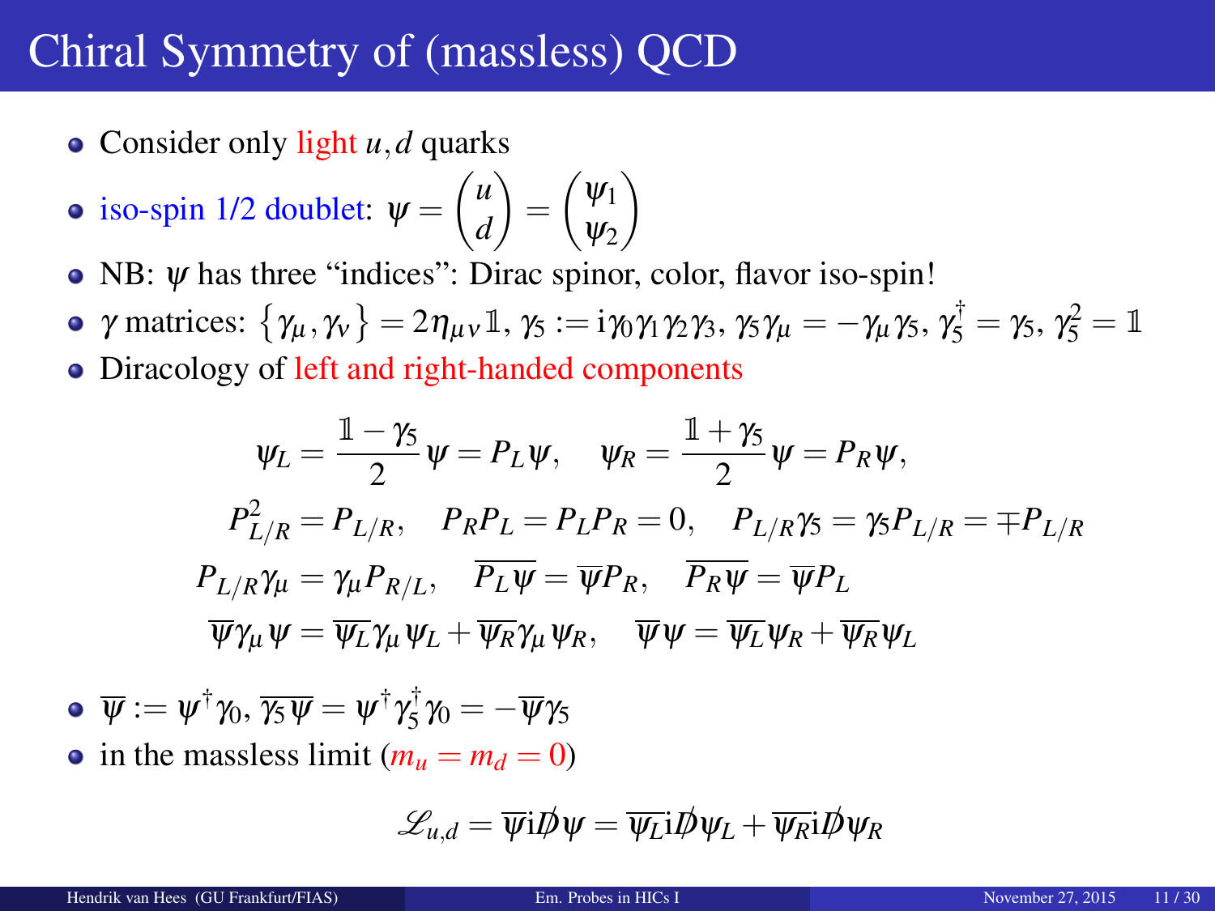# Chiral Symmetry of (massless) QCD

- Consider only light $u, d$ quarks
- iso-spin 1/2 doublet: $\psi = \begin{pmatrix} u \\ d \end{pmatrix} = \begin{pmatrix} \psi_1 \\ \psi_2 \end{pmatrix}$
- NB: $\psi$ has three “indices”: Dirac spinor, color, flavor iso-spin!
- $\gamma$ matrices: $\{\gamma_\mu, \gamma_\nu\} = 2\eta_{\mu\nu}\mathbb{1}$, $\gamma_5 := \mathrm{i}\gamma_0\gamma_1\gamma_2\gamma_3$, $\gamma_5\gamma_\mu = -\gamma_\mu\gamma_5$, $\gamma_5^\dagger = \gamma_5$, $\gamma_5^2 = \mathbb{1}$
- Diracology of left and right-handed components

$$
\begin{gathered}
\psi_L = \frac{\mathbb{1} - \gamma_5}{2}\psi = P_L\psi, \quad \psi_R = \frac{\mathbb{1} + \gamma_5}{2}\psi = P_R\psi, \\
P_{L/R}^2 = P_{L/R}, \quad P_R P_L = P_L P_R = 0, \quad P_{L/R}\gamma_5 = \gamma_5 P_{L/R} = \mp P_{L/R} \\
P_{L/R}\gamma_\mu = \gamma_\mu P_{R/L}, \quad \overline{P_L\psi} = \overline{\psi}P_R, \quad \overline{P_R\psi} = \overline{\psi}P_L \\
\overline{\psi}\gamma_\mu\psi = \overline{\psi_L}\gamma_\mu\psi_L + \overline{\psi_R}\gamma_\mu\psi_R, \quad \overline{\psi}\psi = \overline{\psi_L}\psi_R + \overline{\psi_R}\psi_L
\end{gathered}
$$

- $\overline{\psi} := \psi^\dagger\gamma_0$, $\overline{\gamma_5\psi} = \psi^\dagger\gamma_5^\dagger\gamma_0 = -\overline{\psi}\gamma_5$
- in the massless limit ($m_u = m_d = 0$)

$$
\mathscr{L}_{u,d} = \overline{\psi}\mathrm{i}\not{D}\psi = \overline{\psi_L}\mathrm{i}\not{D}\psi_L + \overline{\psi_R}\mathrm{i}\not{D}\psi_R
$$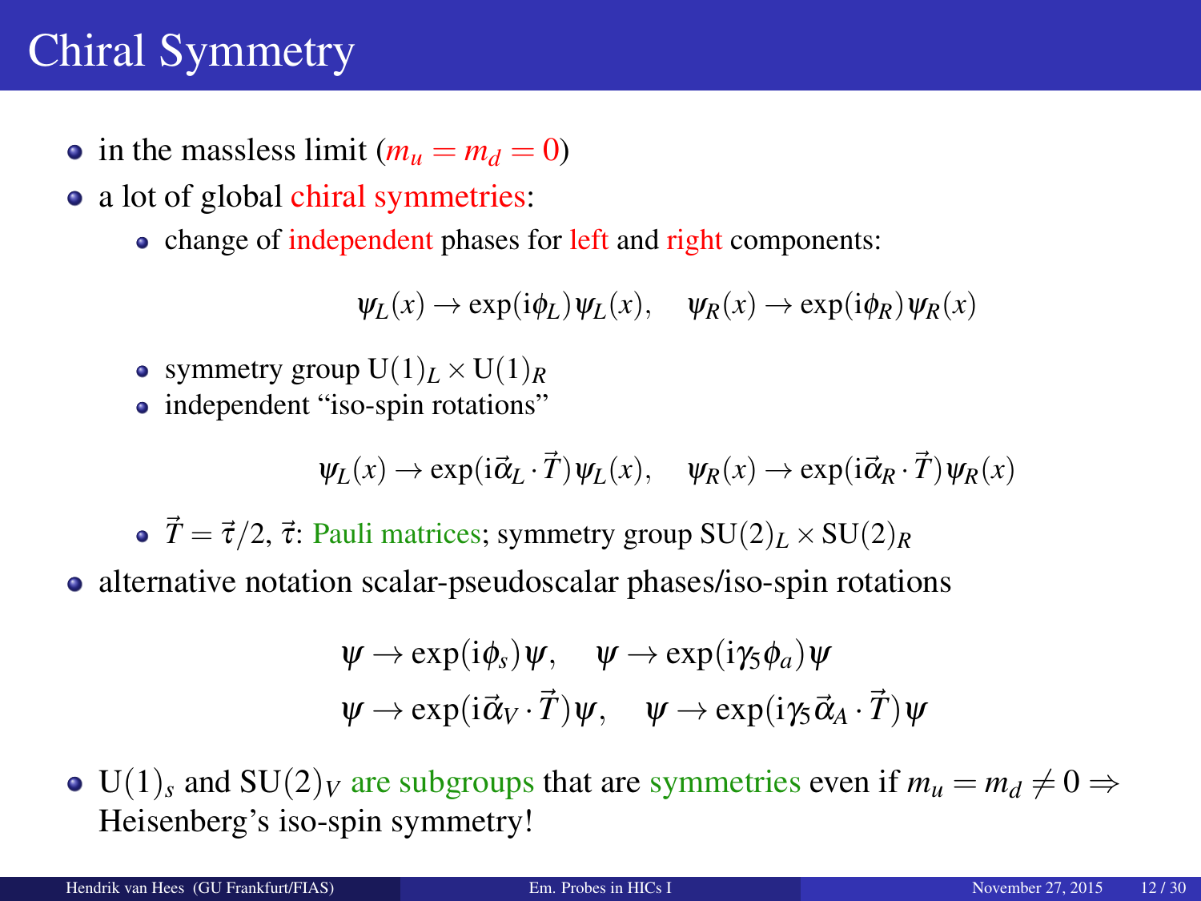# Chiral Symmetry

- in the massless limit ($m_u = m_d = 0$)
- a lot of global chiral symmetries:
  - change of independent phases for left and right components:

$$\psi_L(x) \to \exp(\mathrm{i}\phi_L)\psi_L(x), \quad \psi_R(x) \to \exp(\mathrm{i}\phi_R)\psi_R(x)$$

  - symmetry group $\mathrm{U}(1)_L \times \mathrm{U}(1)_R$
  - independent "iso-spin rotations"

$$\psi_L(x) \to \exp(\mathrm{i}\vec{\alpha}_L \cdot \vec{T})\psi_L(x), \quad \psi_R(x) \to \exp(\mathrm{i}\vec{\alpha}_R \cdot \vec{T})\psi_R(x)$$

  - $\vec{T} = \vec{\tau}/2$, $\vec{\tau}$: Pauli matrices; symmetry group $\mathrm{SU}(2)_L \times \mathrm{SU}(2)_R$
- alternative notation scalar-pseudoscalar phases/iso-spin rotations

$$\psi \to \exp(\mathrm{i}\phi_s)\psi, \quad \psi \to \exp(\mathrm{i}\gamma_5\phi_a)\psi$$
$$\psi \to \exp(\mathrm{i}\vec{\alpha}_V \cdot \vec{T})\psi, \quad \psi \to \exp(\mathrm{i}\gamma_5\vec{\alpha}_A \cdot \vec{T})\psi$$

- $\mathrm{U}(1)_s$ and $\mathrm{SU}(2)_V$ are subgroups that are symmetries even if $m_u = m_d \neq 0 \Rightarrow$ Heisenberg's iso-spin symmetry!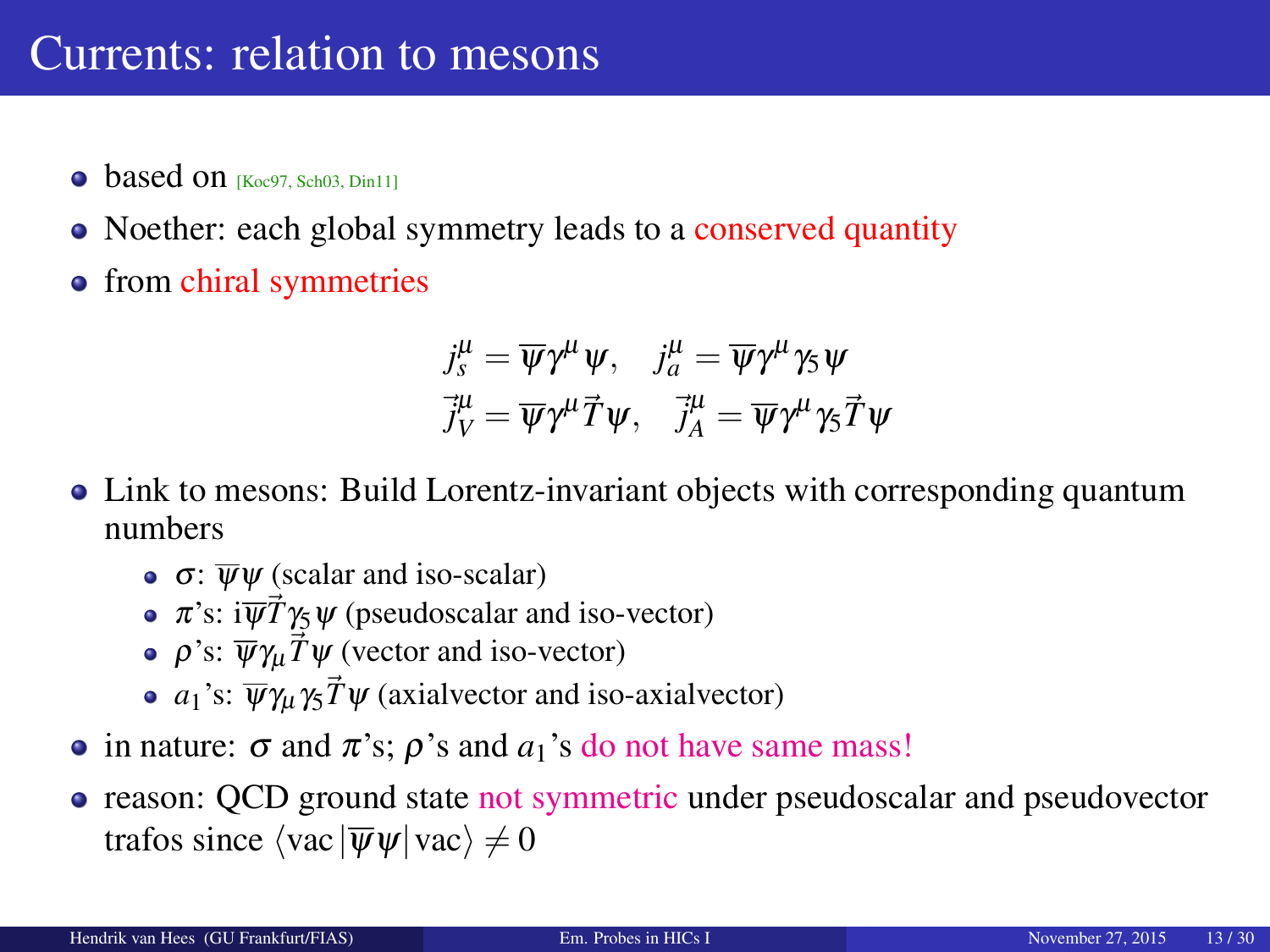# Currents: relation to mesons

- based on [Koc97, Sch03, Din11]
- Noether: each global symmetry leads to a conserved quantity
- from chiral symmetries

$$j_s^\mu = \overline{\psi}\gamma^\mu \psi, \quad j_a^\mu = \overline{\psi}\gamma^\mu \gamma_5 \psi$$
$$\vec{j}_V^\mu = \overline{\psi}\gamma^\mu \vec{T} \psi, \quad \vec{j}_A^\mu = \overline{\psi}\gamma^\mu \gamma_5 \vec{T} \psi$$

- Link to mesons: Build Lorentz-invariant objects with corresponding quantum numbers
  - $\sigma$: $\overline{\psi}\psi$ (scalar and iso-scalar)
  - $\pi$'s: $\mathrm{i}\overline{\psi}\vec{T}\gamma_5\psi$ (pseudoscalar and iso-vector)
  - $\rho$'s: $\overline{\psi}\gamma_\mu\vec{T}\psi$ (vector and iso-vector)
  - $a_1$'s: $\overline{\psi}\gamma_\mu\gamma_5\vec{T}\psi$ (axialvector and iso-axialvector)
- in nature: $\sigma$ and $\pi$'s; $\rho$'s and $a_1$'s do not have same mass!
- reason: QCD ground state not symmetric under pseudoscalar and pseudovector trafos since $\langle \text{vac} | \overline{\psi}\psi | \text{vac} \rangle \neq 0$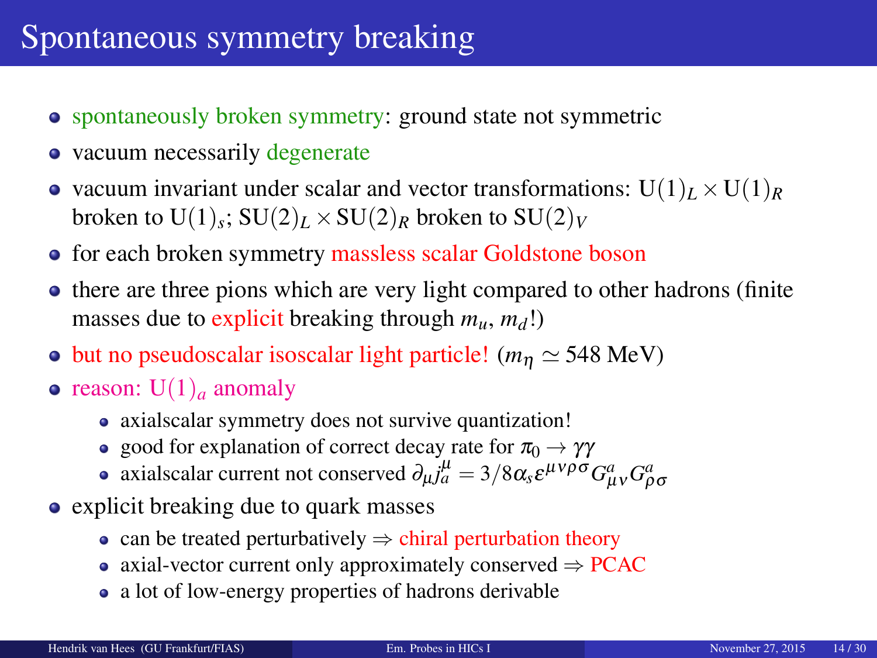# Spontaneous symmetry breaking

- spontaneously broken symmetry: ground state not symmetric
- vacuum necessarily degenerate
- vacuum invariant under scalar and vector transformations: $\mathrm{U}(1)_L \times \mathrm{U}(1)_R$ broken to $\mathrm{U}(1)_s$; $\mathrm{SU}(2)_L \times \mathrm{SU}(2)_R$ broken to $\mathrm{SU}(2)_V$
- for each broken symmetry massless scalar Goldstone boson
- there are three pions which are very light compared to other hadrons (finite masses due to explicit breaking through $m_u$, $m_d$!)
- but no pseudoscalar isoscalar light particle! ($m_\eta \simeq 548$ MeV)
- reason: $\mathrm{U}(1)_a$ anomaly
  - axialscalar symmetry does not survive quantization!
  - good for explanation of correct decay rate for $\pi_0 \to \gamma\gamma$
  - axialscalar current not conserved $\partial_\mu j_a^\mu = 3/8 \alpha_s \epsilon^{\mu\nu\rho\sigma} G^a_{\mu\nu} G^a_{\rho\sigma}$
- explicit breaking due to quark masses
  - can be treated perturbatively $\Rightarrow$ chiral perturbation theory
  - axial-vector current only approximately conserved $\Rightarrow$ PCAC
  - a lot of low-energy properties of hadrons derivable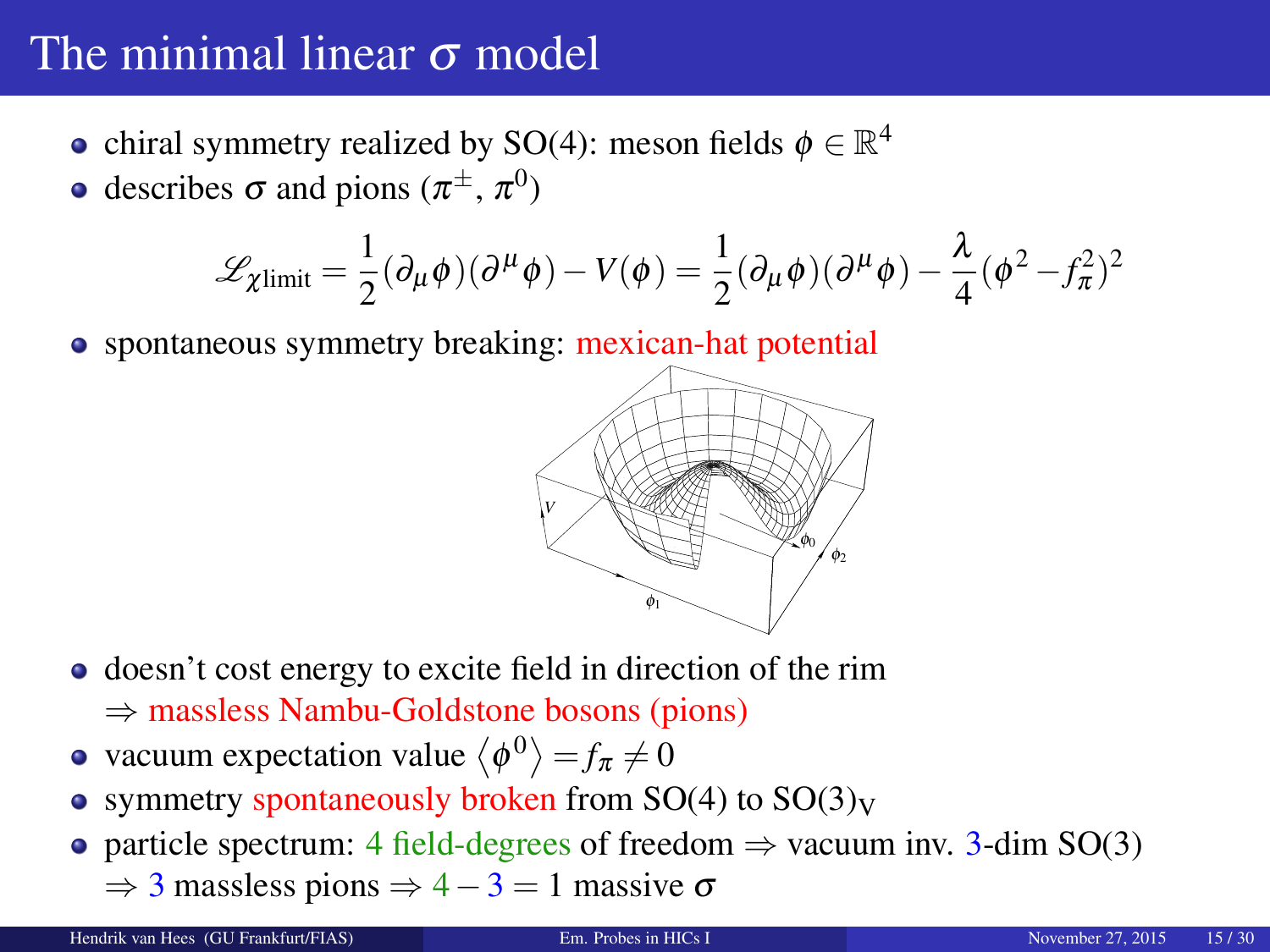# The minimal linear $\sigma$ model

- chiral symmetry realized by SO(4): meson fields $\phi \in \mathbb{R}^4$
- describes $\sigma$ and pions ($\pi^{\pm}$, $\pi^0$)

$$\mathscr{L}_{\chi\text{limit}} = \frac{1}{2}(\partial_\mu \phi)(\partial^\mu \phi) - V(\phi) = \frac{1}{2}(\partial_\mu \phi)(\partial^\mu \phi) - \frac{\lambda}{4}(\phi^2 - f_\pi^2)^2$$

- spontaneous symmetry breaking: mexican-hat potential

- doesn't cost energy to excite field in direction of the rim
  $\Rightarrow$ massless Nambu-Goldstone bosons (pions)
- vacuum expectation value $\langle \phi^0 \rangle = f_\pi \neq 0$
- symmetry spontaneously broken from SO(4) to SO(3)$_\text{V}$
- particle spectrum: 4 field-degrees of freedom $\Rightarrow$ vacuum inv. 3-dim SO(3)
  $\Rightarrow$ 3 massless pions $\Rightarrow 4 - 3 = 1$ massive $\sigma$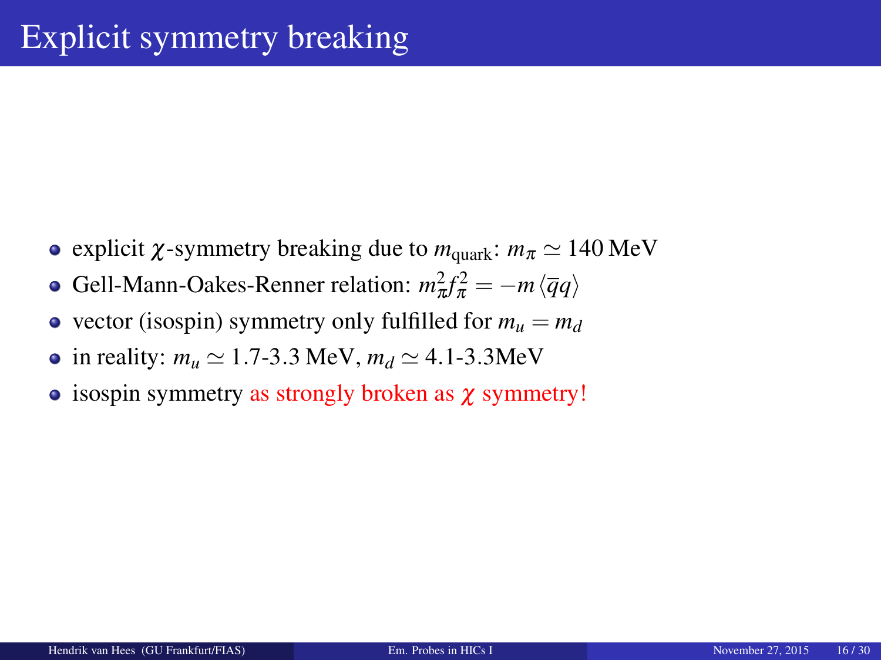# Explicit symmetry breaking

- explicit $\chi$-symmetry breaking due to $m_{\text{quark}}$: $m_\pi \simeq 140\,\text{MeV}$
- Gell-Mann-Oakes-Renner relation: $m_\pi^2 f_\pi^2 = -m \langle \overline{q} q \rangle$
- vector (isospin) symmetry only fulfilled for $m_u = m_d$
- in reality: $m_u \simeq 1.7\text{-}3.3\,\text{MeV}$, $m_d \simeq 4.1\text{-}3.3\text{MeV}$
- isospin symmetry as strongly broken as $\chi$ symmetry!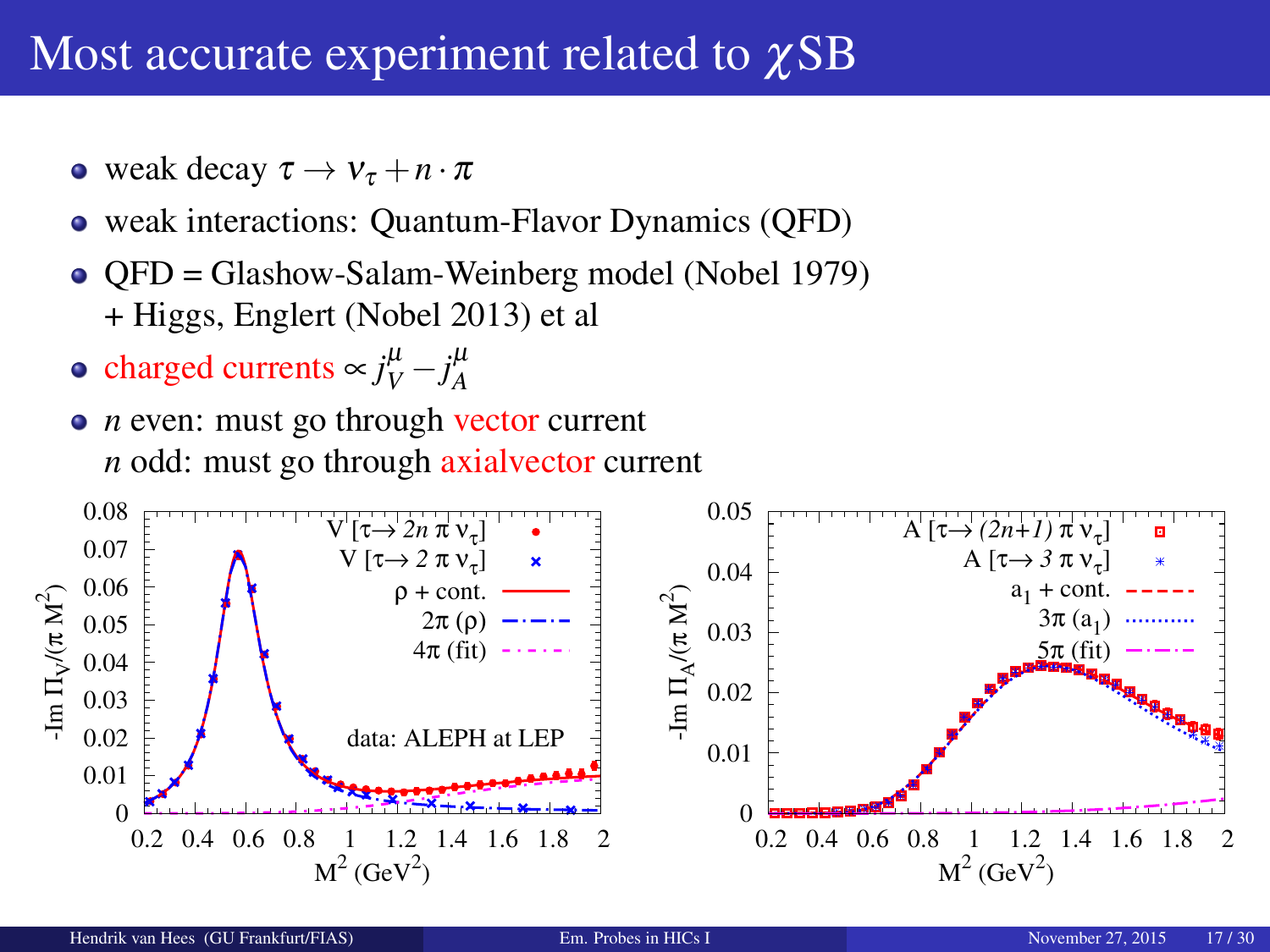# Most accurate experiment related to $\chi$SB

- weak decay $\tau \to \nu_\tau + n \cdot \pi$
- weak interactions: Quantum-Flavor Dynamics (QFD)
- QFD = Glashow-Salam-Weinberg model (Nobel 1979) + Higgs, Englert (Nobel 2013) et al
- charged currents $\propto j_V^\mu - j_A^\mu$
- $n$ even: must go through vector current
  $n$ odd: must go through axialvector current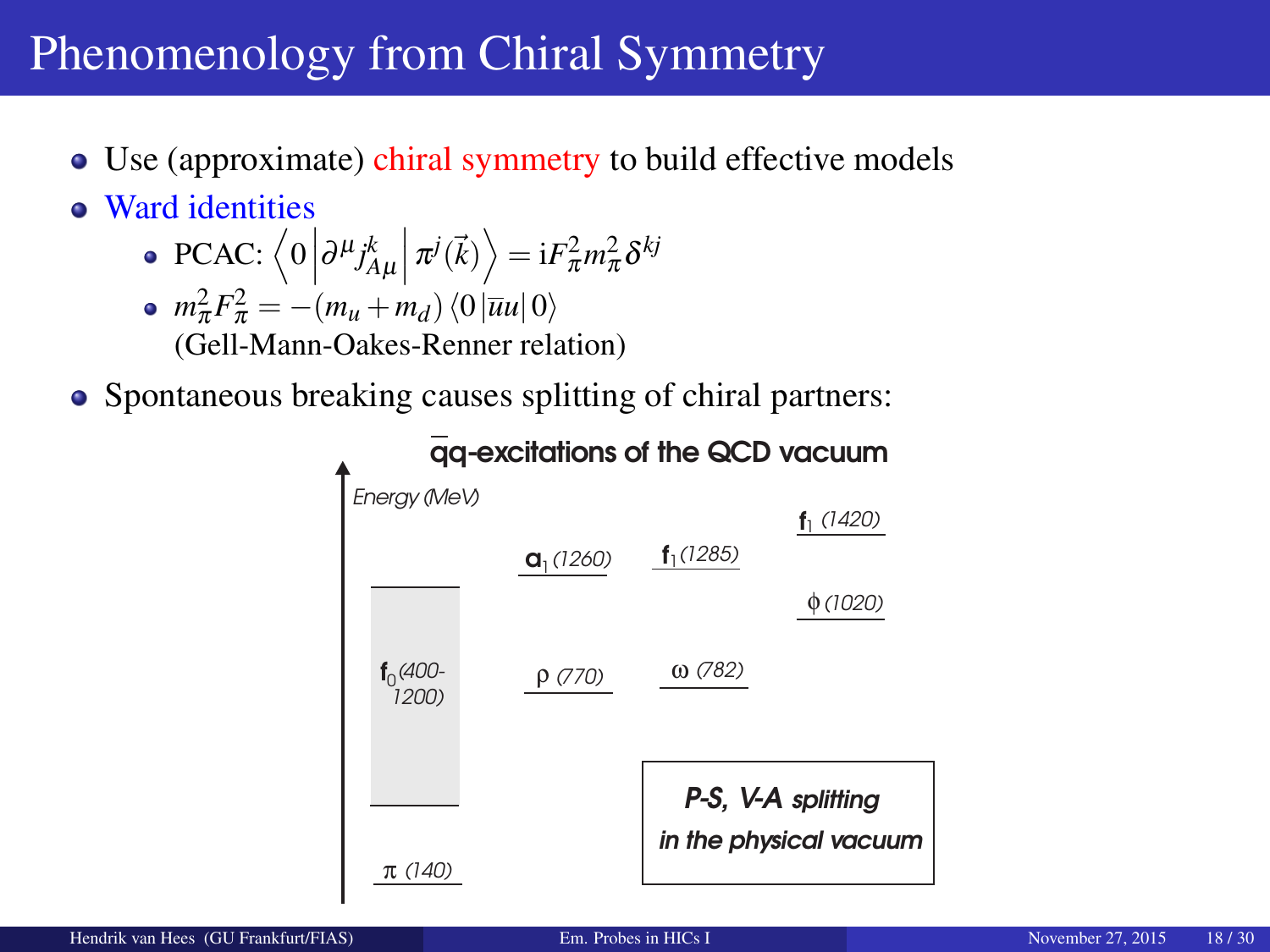# Phenomenology from Chiral Symmetry

- Use (approximate) chiral symmetry to build effective models
- Ward identities
  - PCAC: $\left\langle 0 \left| \partial^\mu j_{A\mu}^k \right| \pi^j(\vec{k}) \right\rangle = \mathrm{i} F_\pi^2 m_\pi^2 \delta^{kj}$
  - $m_\pi^2 F_\pi^2 = -(m_u + m_d) \langle 0 | \overline{u} u | 0 \rangle$
    (Gell-Mann-Oakes-Renner relation)
- Spontaneous breaking causes splitting of chiral partners:

**$\overline{q}q$-excitations of the QCD vacuum**

*Energy (MeV)*

- $\pi$ *(140)*
- $\mathbf{f}_0$ *(400-1200)*
- $\rho$ *(770)*
- $\mathbf{a}_1$ *(1260)*
- $\omega$ *(782)*
- $\mathbf{f}_1$ *(1285)*
- $\phi$ *(1020)*
- $\mathbf{f}_1$ *(1420)*

***P-S, V-A splitting in the physical vacuum***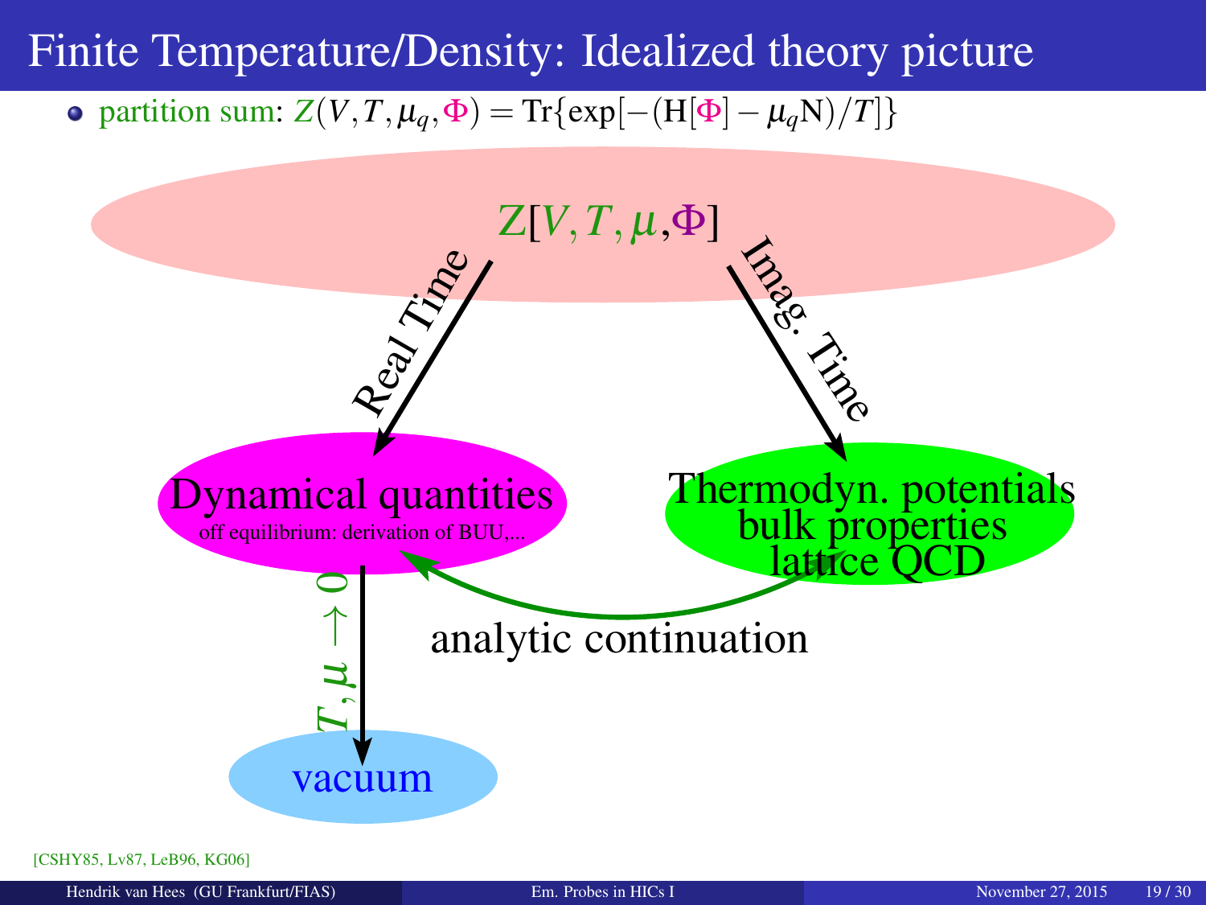# Finite Temperature/Density: Idealized theory picture

- partition sum: $Z(V,T,\mu_q,\Phi) = \mathrm{Tr}\{\exp[-(\mathrm{H}[\Phi] - \mu_q \mathrm{N})/T]\}$

$Z[V,T,\mu,\Phi]$

Real Time

Imag. Time

Dynamical quantities

off equilibrium: derivation of BUU,...

Thermodyn. potentials
bulk properties
lattice QCD

analytic continuation

$T,\mu \to 0$

vacuum

[CSHY85, Lv87, LeB96, KG06]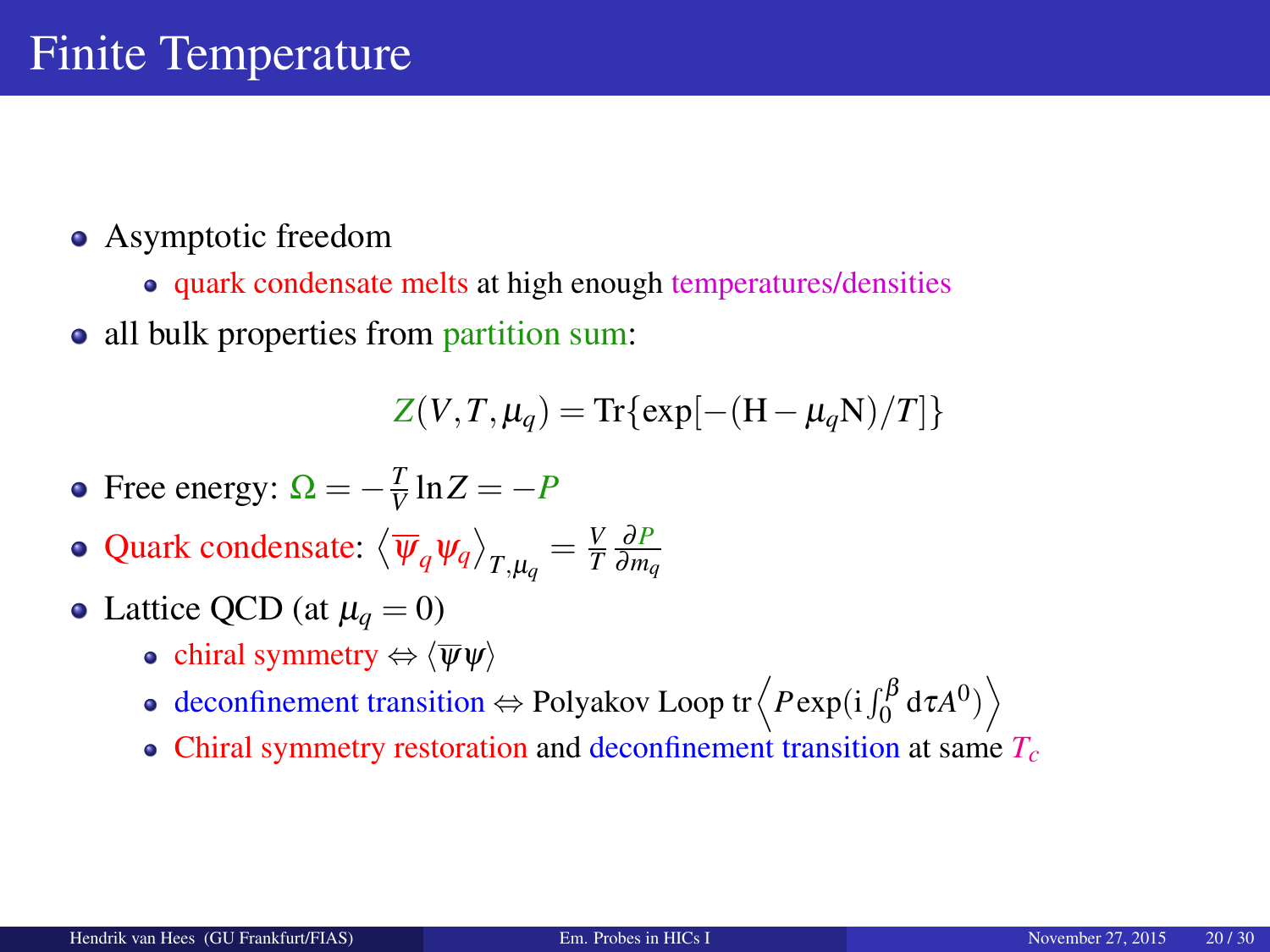# Finite Temperature

- Asymptotic freedom
  - quark condensate melts at high enough temperatures/densities
- all bulk properties from partition sum:

$$Z(V,T,\mu_q) = \mathrm{Tr}\{\exp[-(\mathrm{H}-\mu_q \mathrm{N})/T]\}$$

- Free energy: $\Omega = -\frac{T}{V} \ln Z = -P$
- Quark condensate: $\left\langle \overline{\psi}_q \psi_q \right\rangle_{T,\mu_q} = \frac{V}{T} \frac{\partial P}{\partial m_q}$
- Lattice QCD (at $\mu_q = 0$)
  - chiral symmetry $\Leftrightarrow \langle \overline{\psi} \psi \rangle$
  - deconfinement transition $\Leftrightarrow$ Polyakov Loop $\mathrm{tr} \left\langle P \exp(\mathrm{i} \int_0^\beta \mathrm{d}\tau A^0) \right\rangle$
  - Chiral symmetry restoration and deconfinement transition at same $T_c$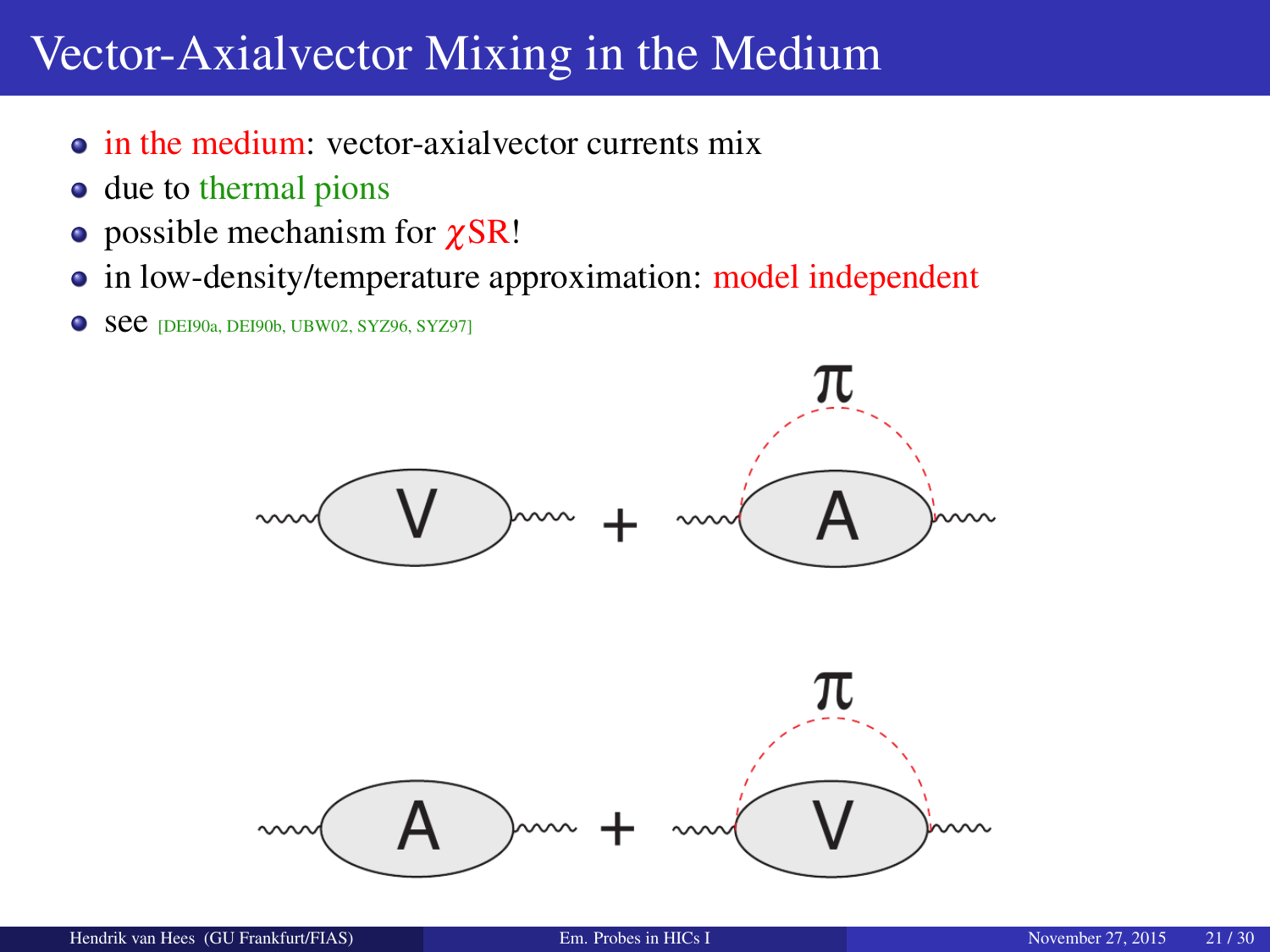# Vector-Axialvector Mixing in the Medium

- in the medium: vector-axialvector currents mix
- due to thermal pions
- possible mechanism for $\chi$SR!
- in low-density/temperature approximation: model independent
- see [DEI90a, DEI90b, UBW02, SYZ96, SYZ97]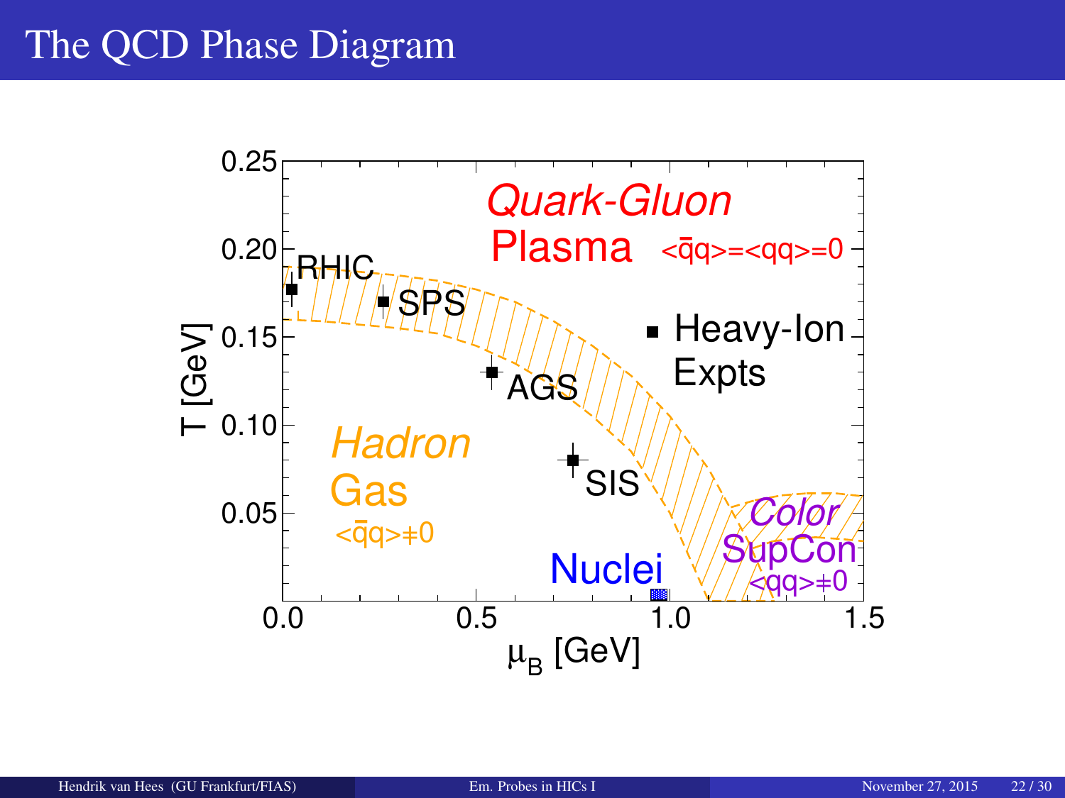# The QCD Phase Diagram

Quark-Gluon Plasma $\langle\bar{q}q\rangle = \langle qq\rangle = 0$

Hadron Gas $\langle\bar{q}q\rangle \neq 0$

Color SupCon $\langle qq\rangle \neq 0$

Nuclei

■ Heavy-Ion Expts

RHIC, SPS, AGS, SIS

$T$ [GeV]

$\mu_B$ [GeV]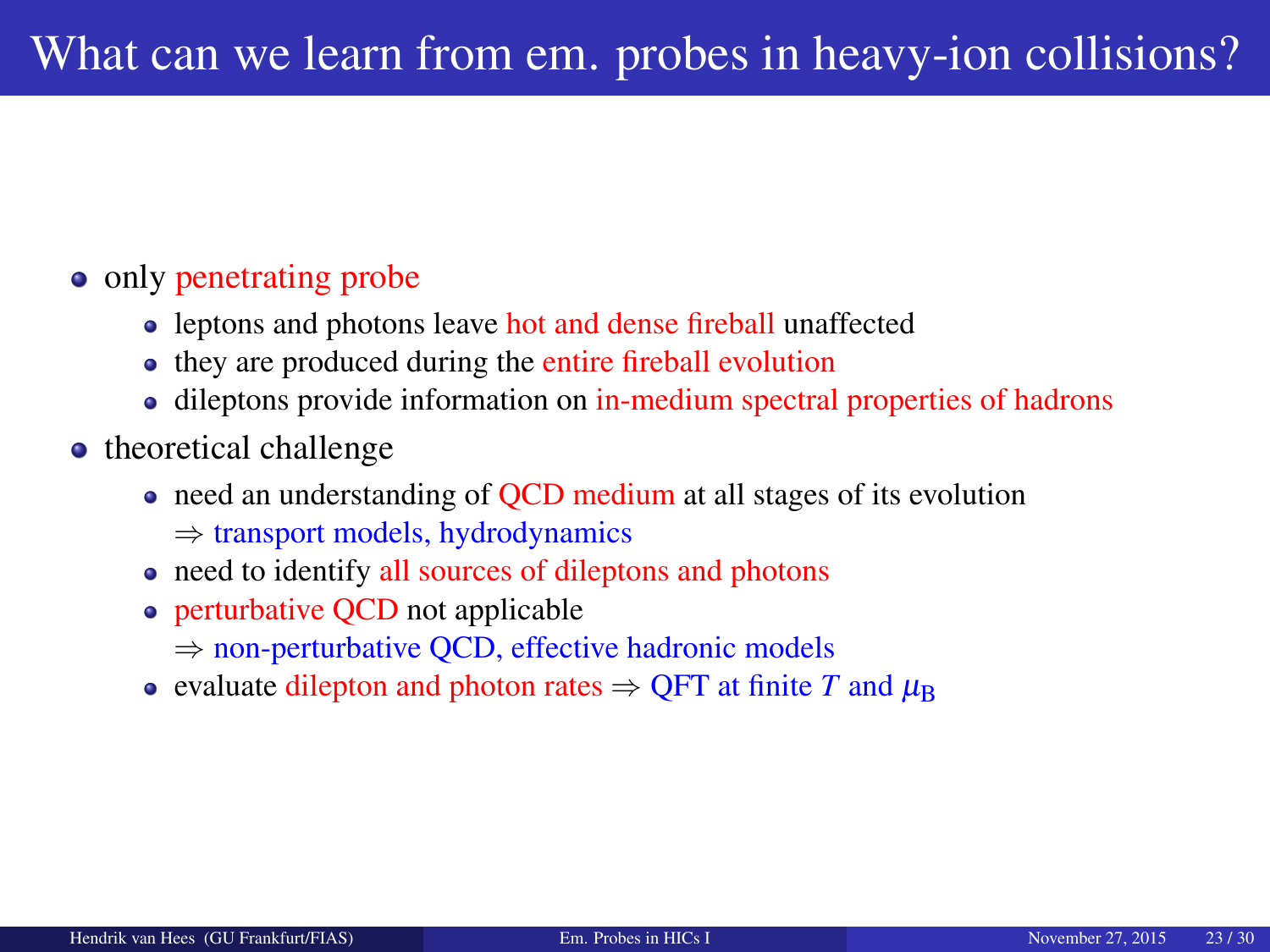# What can we learn from em. probes in heavy-ion collisions?

- only penetrating probe
  - leptons and photons leave hot and dense fireball unaffected
  - they are produced during the entire fireball evolution
  - dileptons provide information on in-medium spectral properties of hadrons
- theoretical challenge
  - need an understanding of QCD medium at all stages of its evolution
    $\Rightarrow$ transport models, hydrodynamics
  - need to identify all sources of dileptons and photons
  - perturbative QCD not applicable
    $\Rightarrow$ non-perturbative QCD, effective hadronic models
  - evaluate dilepton and photon rates $\Rightarrow$ QFT at finite $T$ and $\mu_{\text{B}}$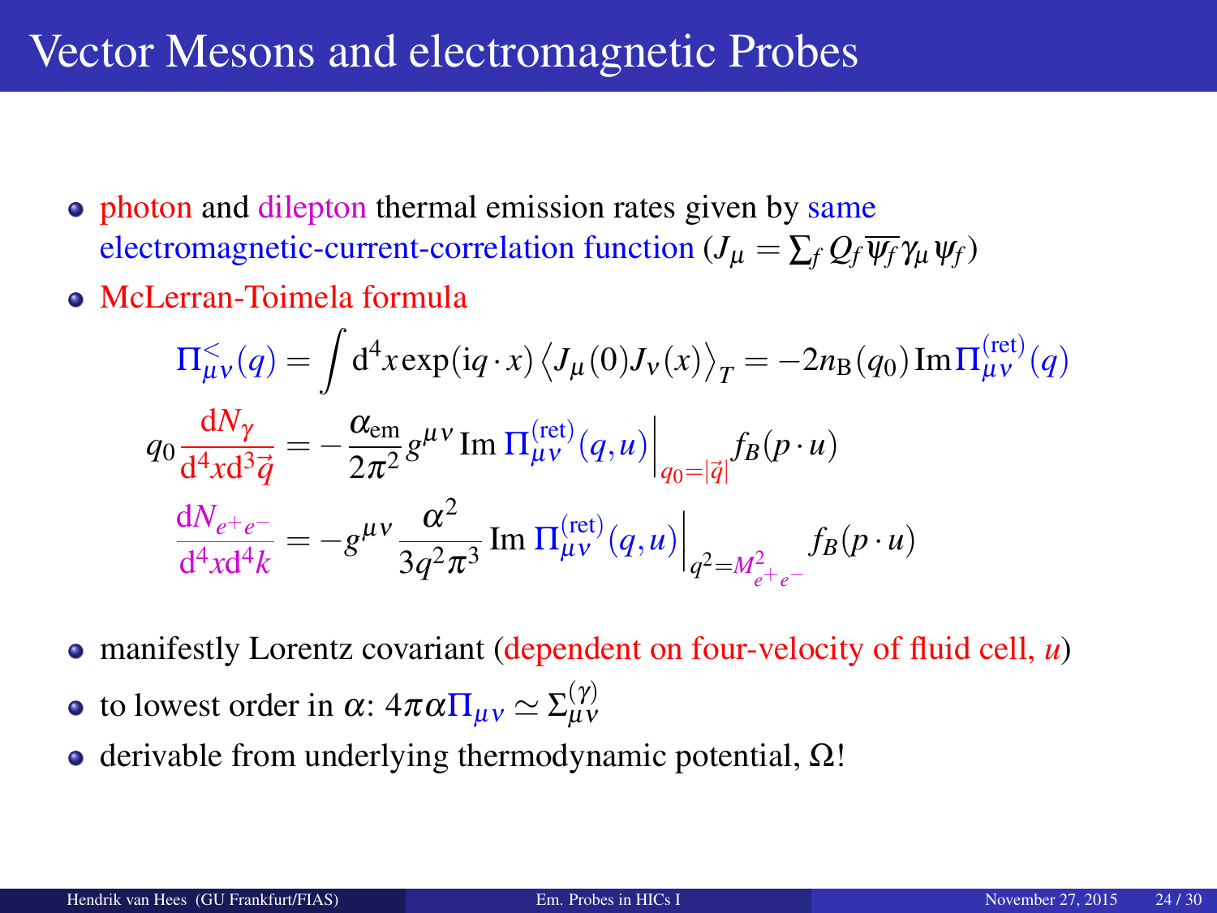# Vector Mesons and electromagnetic Probes

- photon and dilepton thermal emission rates given by same electromagnetic-current-correlation function ($J_\mu = \sum_f Q_f \overline{\psi_f} \gamma_\mu \psi_f$)
- McLerran-Toimela formula

$$\Pi^{<}_{\mu\nu}(q) = \int \mathrm{d}^4 x \exp(\mathrm{i} q \cdot x) \left\langle J_\mu(0) J_\nu(x) \right\rangle_T = -2 n_{\mathrm{B}}(q_0) \, \mathrm{Im} \, \Pi^{(\mathrm{ret})}_{\mu\nu}(q)$$

$$q_0 \frac{\mathrm{d}N_\gamma}{\mathrm{d}^4 x \mathrm{d}^3 \vec{q}} = -\frac{\alpha_{\mathrm{em}}}{2\pi^2} g^{\mu\nu} \, \mathrm{Im} \, \Pi^{(\mathrm{ret})}_{\mu\nu}(q,u) \Big|_{q_0 = |\vec{q}|} f_B(p \cdot u)$$

$$\frac{\mathrm{d}N_{e^+e^-}}{\mathrm{d}^4 x \mathrm{d}^4 k} = -g^{\mu\nu} \frac{\alpha^2}{3 q^2 \pi^3} \, \mathrm{Im} \, \Pi^{(\mathrm{ret})}_{\mu\nu}(q,u) \Big|_{q^2 = M^2_{e^+e^-}} f_B(p \cdot u)$$

- manifestly Lorentz covariant (dependent on four-velocity of fluid cell, $u$)
- to lowest order in $\alpha$: $4\pi\alpha \Pi_{\mu\nu} \simeq \Sigma^{(\gamma)}_{\mu\nu}$
- derivable from underlying thermodynamic potential, $\Omega$!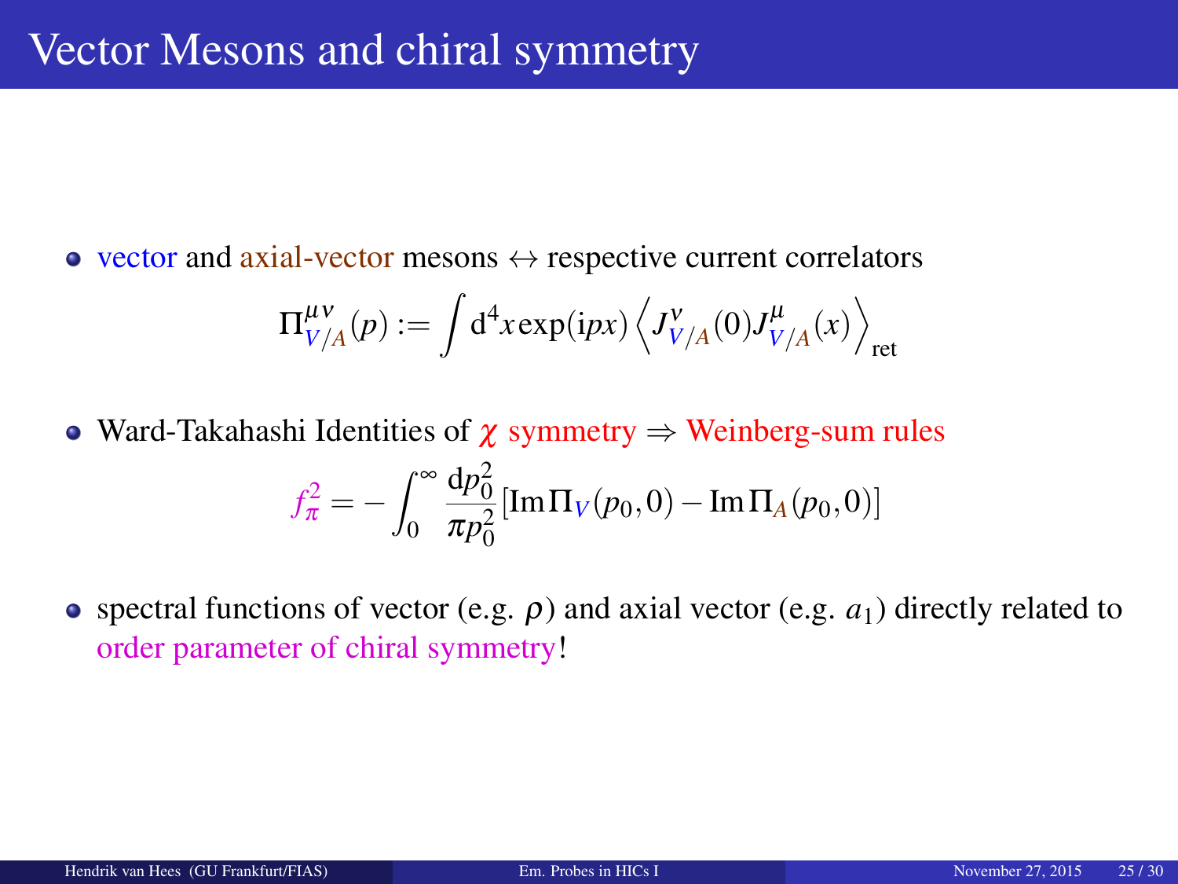# Vector Mesons and chiral symmetry

- vector and axial-vector mesons $\leftrightarrow$ respective current correlators

$$\Pi^{\mu\nu}_{V/A}(p) := \int \mathrm{d}^4 x \exp(\mathrm{i}px) \left\langle J^{\nu}_{V/A}(0) J^{\mu}_{V/A}(x) \right\rangle_{\text{ret}}$$

- Ward-Takahashi Identities of $\chi$ symmetry $\Rightarrow$ Weinberg-sum rules

$$f_\pi^2 = -\int_0^\infty \frac{\mathrm{d}p_0^2}{\pi p_0^2} \left[\mathrm{Im}\,\Pi_V(p_0,0) - \mathrm{Im}\,\Pi_A(p_0,0)\right]$$

- spectral functions of vector (e.g. $\rho$) and axial vector (e.g. $a_1$) directly related to order parameter of chiral symmetry!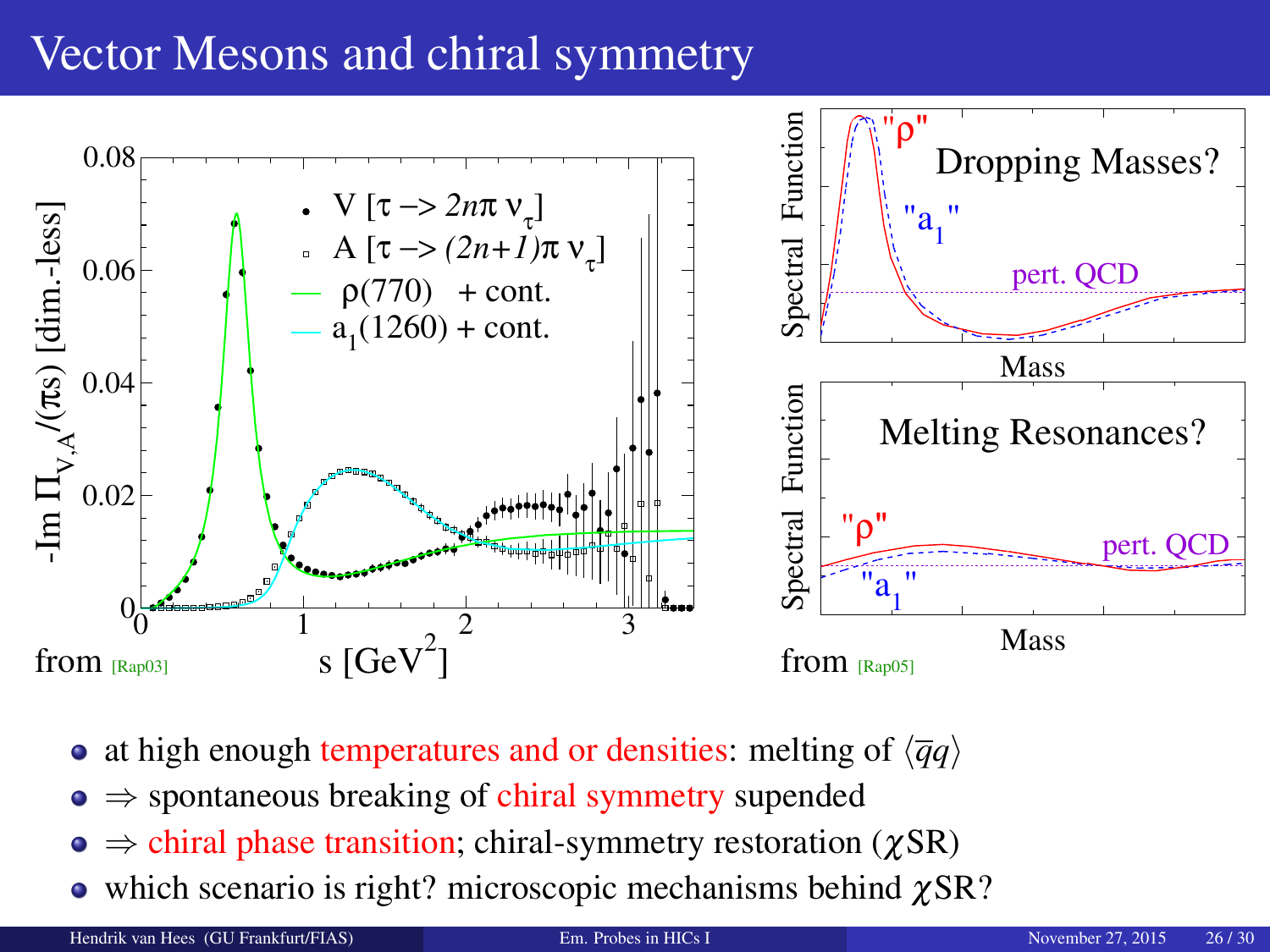# Vector Mesons and chiral symmetry

from [Rap03]

from [Rap05]

- at high enough temperatures and or densities: melting of $\langle \overline{q} q \rangle$
- $\Rightarrow$ spontaneous breaking of chiral symmetry supended
- $\Rightarrow$ chiral phase transition; chiral-symmetry restoration ($\chi$SR)
- which scenario is right? microscopic mechanisms behind $\chi$SR?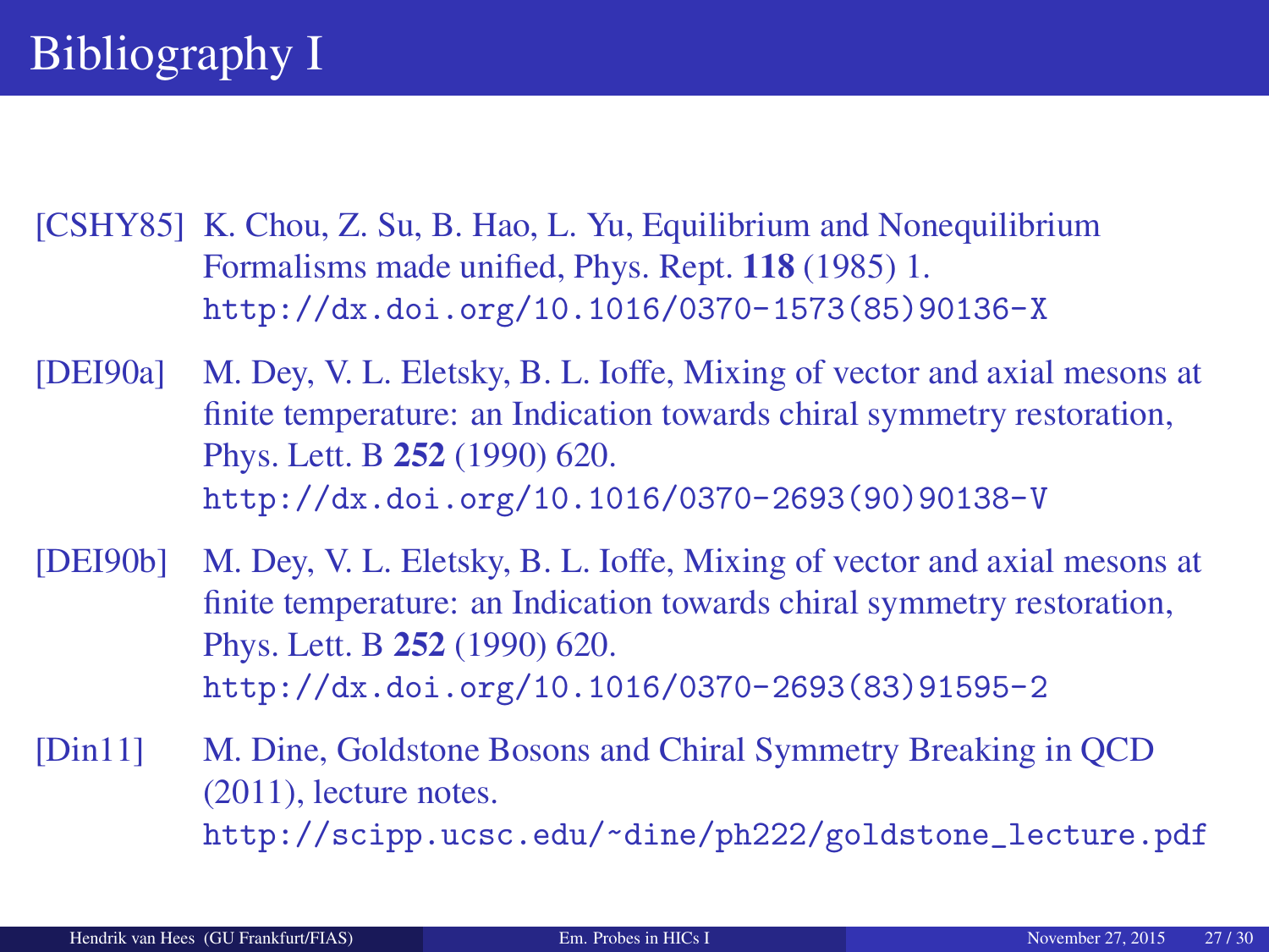# Bibliography I

[CSHY85] K. Chou, Z. Su, B. Hao, L. Yu, Equilibrium and Nonequilibrium Formalisms made unified, Phys. Rept. **118** (1985) 1. http://dx.doi.org/10.1016/0370-1573(85)90136-X

[DEI90a] M. Dey, V. L. Eletsky, B. L. Ioffe, Mixing of vector and axial mesons at finite temperature: an Indication towards chiral symmetry restoration, Phys. Lett. B **252** (1990) 620. http://dx.doi.org/10.1016/0370-2693(90)90138-V

[DEI90b] M. Dey, V. L. Eletsky, B. L. Ioffe, Mixing of vector and axial mesons at finite temperature: an Indication towards chiral symmetry restoration, Phys. Lett. B **252** (1990) 620. http://dx.doi.org/10.1016/0370-2693(83)91595-2

[Din11] M. Dine, Goldstone Bosons and Chiral Symmetry Breaking in QCD (2011), lecture notes. http://scipp.ucsc.edu/~dine/ph222/goldstone_lecture.pdf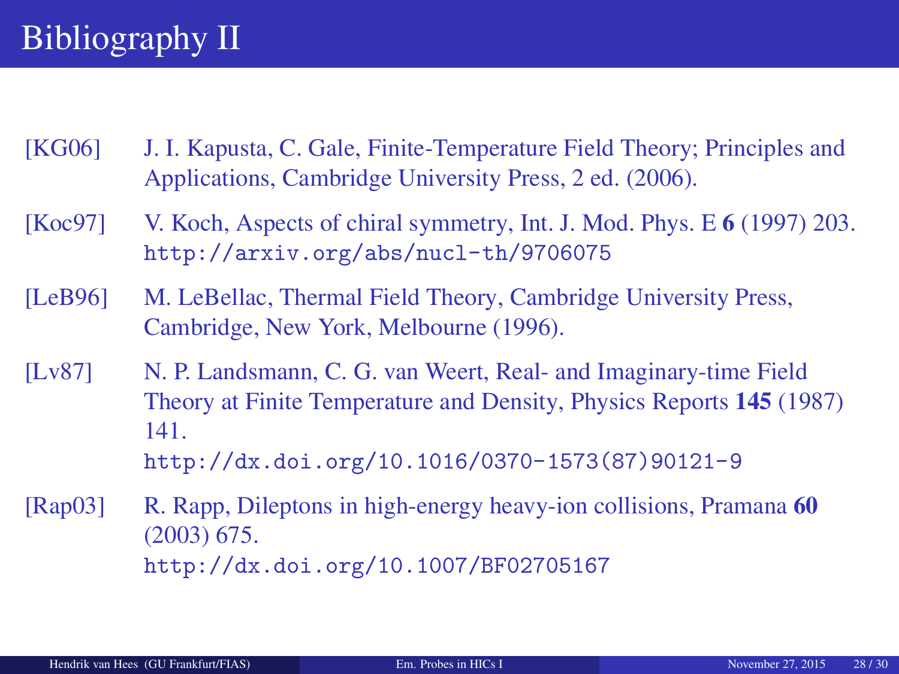# Bibliography II

[KG06] J. I. Kapusta, C. Gale, Finite-Temperature Field Theory; Principles and Applications, Cambridge University Press, 2 ed. (2006).

[Koc97] V. Koch, Aspects of chiral symmetry, Int. J. Mod. Phys. E **6** (1997) 203. http://arxiv.org/abs/nucl-th/9706075

[LeB96] M. LeBellac, Thermal Field Theory, Cambridge University Press, Cambridge, New York, Melbourne (1996).

[Lv87] N. P. Landsmann, C. G. van Weert, Real- and Imaginary-time Field Theory at Finite Temperature and Density, Physics Reports **145** (1987) 141. http://dx.doi.org/10.1016/0370-1573(87)90121-9

[Rap03] R. Rapp, Dileptons in high-energy heavy-ion collisions, Pramana **60** (2003) 675. http://dx.doi.org/10.1007/BF02705167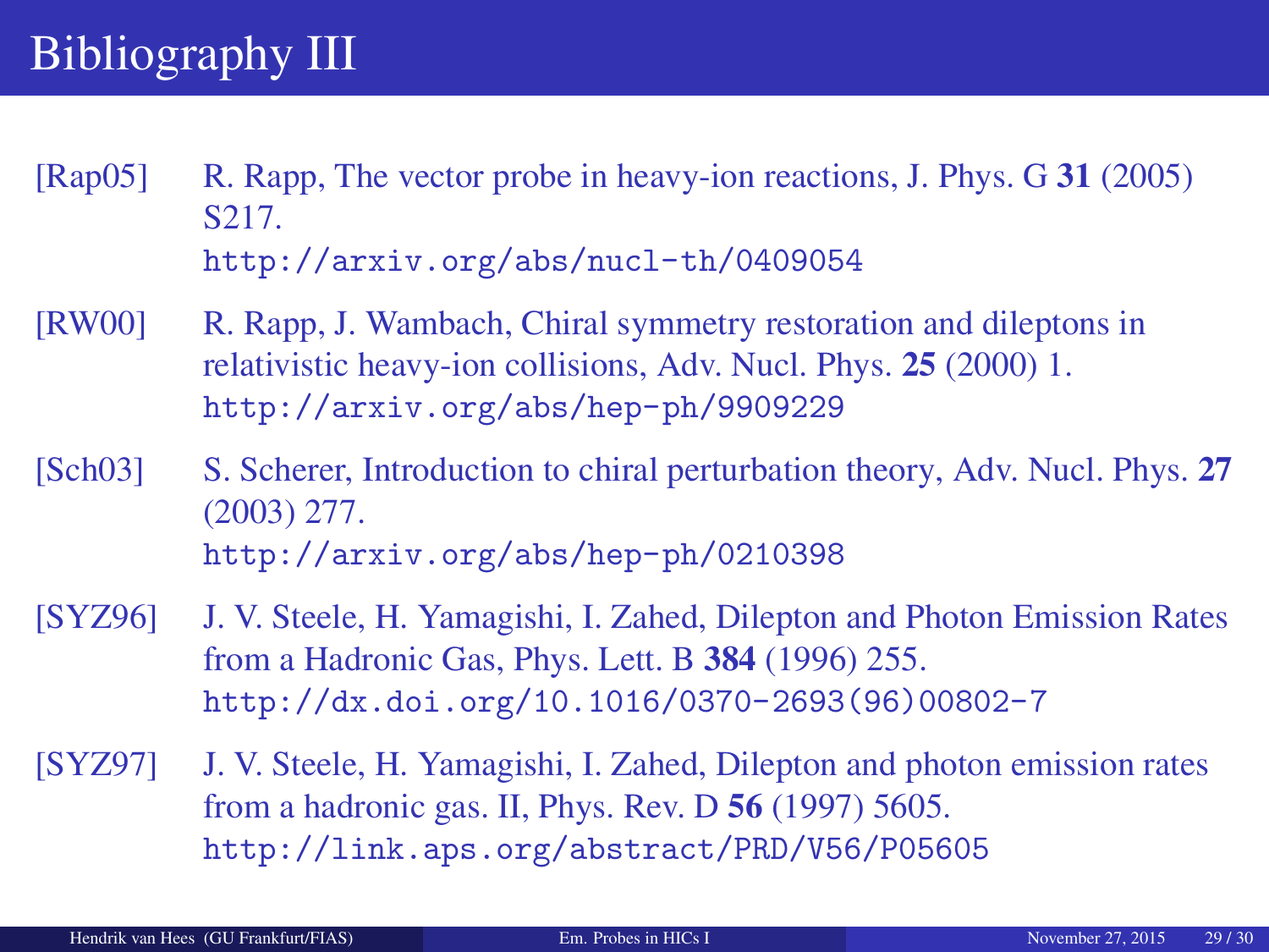# Bibliography III

[Rap05] R. Rapp, The vector probe in heavy-ion reactions, J. Phys. G **31** (2005) S217.
http://arxiv.org/abs/nucl-th/0409054

[RW00] R. Rapp, J. Wambach, Chiral symmetry restoration and dileptons in relativistic heavy-ion collisions, Adv. Nucl. Phys. **25** (2000) 1.
http://arxiv.org/abs/hep-ph/9909229

[Sch03] S. Scherer, Introduction to chiral perturbation theory, Adv. Nucl. Phys. **27** (2003) 277.
http://arxiv.org/abs/hep-ph/0210398

[SYZ96] J. V. Steele, H. Yamagishi, I. Zahed, Dilepton and Photon Emission Rates from a Hadronic Gas, Phys. Lett. B **384** (1996) 255.
http://dx.doi.org/10.1016/0370-2693(96)00802-7

[SYZ97] J. V. Steele, H. Yamagishi, I. Zahed, Dilepton and photon emission rates from a hadronic gas. II, Phys. Rev. D **56** (1997) 5605.
http://link.aps.org/abstract/PRD/V56/P05605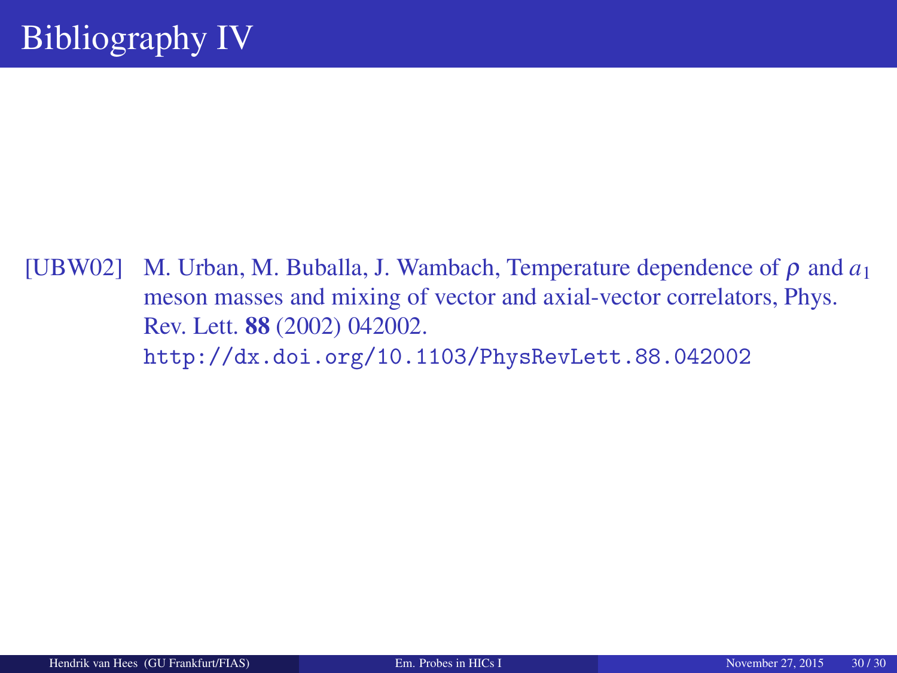# Bibliography IV

[UBW02] M. Urban, M. Buballa, J. Wambach, Temperature dependence of $\rho$ and $a_1$ meson masses and mixing of vector and axial-vector correlators, Phys. Rev. Lett. **88** (2002) 042002.
`http://dx.doi.org/10.1103/PhysRevLett.88.042002`